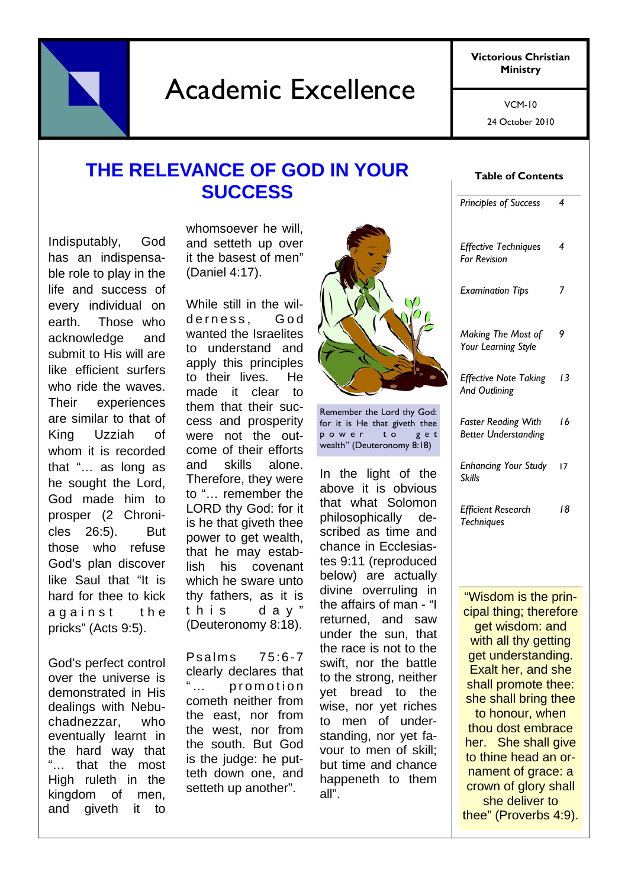# Academic Excellence

**Victorious Christian Ministry**

VCM-10

24 October 2010

## THE RELEVANCE OF GOD IN YOUR SUCCESS

Indisputably, God has an indispensable role to play in the life and success of every individual on earth. Those who acknowledge and submit to His will are like efficient surfers who ride the waves. Their experiences are similar to that of King Uzziah of whom it is recorded that "… as long as he sought the Lord, God made him to prosper (2 Chronicles 26:5). But those who refuse God's plan discover like Saul that "It is hard for thee to kick against the pricks" (Acts 9:5).

God's perfect control over the universe is demonstrated in His dealings with Nebuchadnezzar, who eventually learnt in the hard way that "… that the most High ruleth in the kingdom of men, and giveth it to whomsoever he will, and setteth up over it the basest of men" (Daniel 4:17).

While still in the wilderness, God wanted the Israelites to understand and apply this principles to their lives. He made it clear to them that their success and prosperity were not the outcome of their efforts and skills alone. Therefore, they were to "… remember the LORD thy God: for it is he that giveth thee power to get wealth, that he may establish his covenant which he sware unto thy fathers, as it is this day" (Deuteronomy 8:18).

Psalms 75:6-7 clearly declares that "… promotion cometh neither from the east, nor from the west, nor from the south. But God is the judge: he putteth down one, and setteth up another".

Remember the Lord thy God: for it is He that giveth thee power to get wealth" (Deuteronomy 8:18)

In the light of the above it is obvious that what Solomon philosophically described as time and chance in Ecclesiastes 9:11 (reproduced below) are actually divine overruling in the affairs of man - "I returned, and saw under the sun, that the race is not to the swift, nor the battle to the strong, neither yet bread to the wise, nor yet riches to men of understanding, nor yet favour to men of skill; but time and chance happeneth to them all".

**Table of Contents**

| | |
|---|---|
| *Principles of Success* | *4* |
| *Effective Techniques For Revision* | *4* |
| *Examination Tips* | *7* |
| *Making The Most of Your Learning Style* | *9* |
| *Effective Note Taking And Outlining* | *13* |
| *Faster Reading With Better Understanding* | *16* |
| *Enhancing Your Study Skills* | 17 |
| *Efficient Research Techniques* | *18* |

"Wisdom is the principal thing; therefore get wisdom: and with all thy getting get understanding. Exalt her, and she shall promote thee: she shall bring thee to honour, when thou dost embrace her. She shall give to thine head an ornament of grace: a crown of glory shall she deliver to thee" (Proverbs 4:9).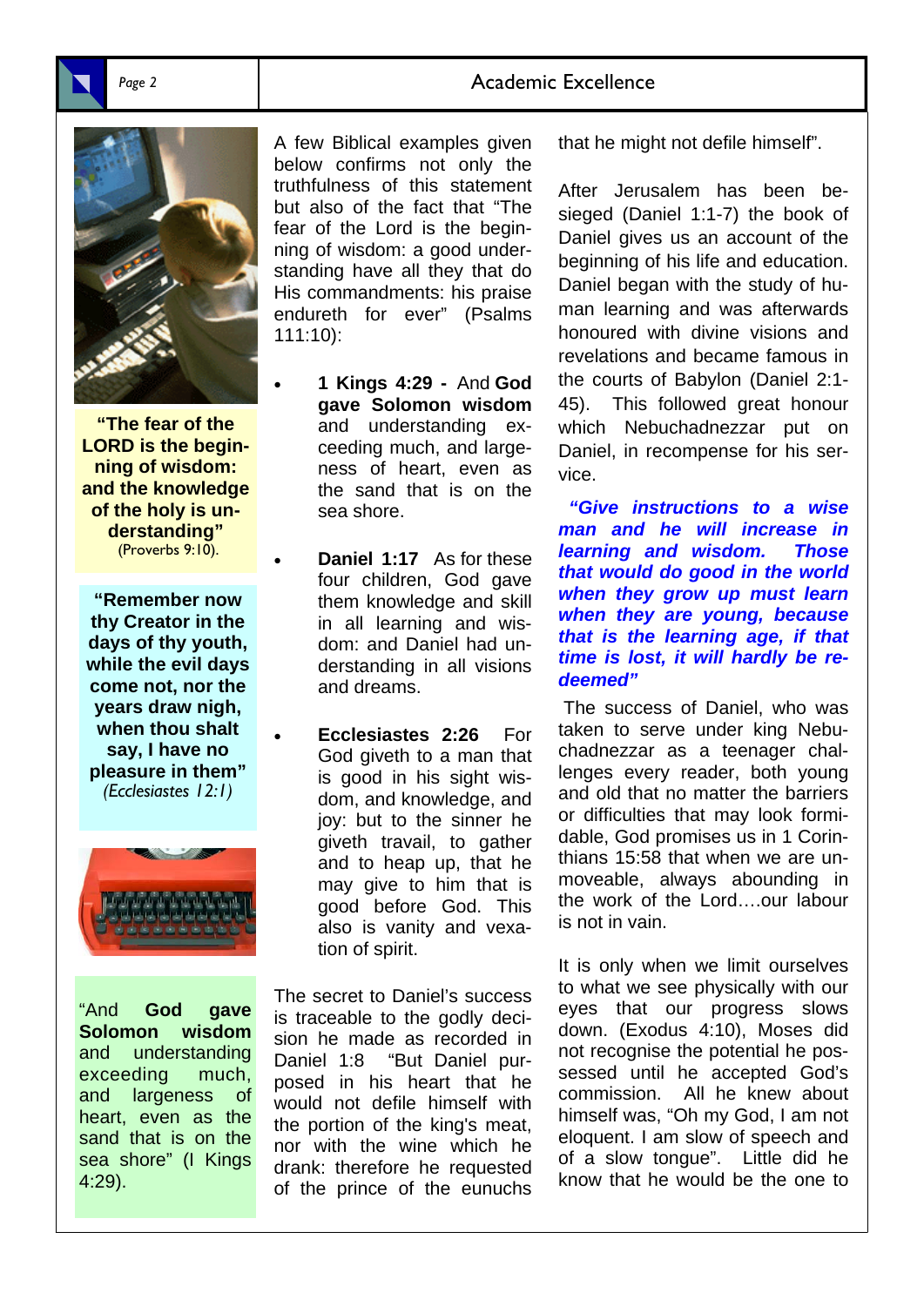**"The fear of the LORD is the beginning of wisdom: and the knowledge of the holy is understanding"** (Proverbs 9:10).

**"Remember now thy Creator in the days of thy youth, while the evil days come not, nor the years draw nigh, when thou shalt say, I have no pleasure in them"** *(Ecclesiastes 12:1)*

"And **God gave Solomon wisdom** and understanding exceeding much, and largeness of heart, even as the sand that is on the sea shore" (I Kings 4:29).

A few Biblical examples given below confirms not only the truthfulness of this statement but also of the fact that "The fear of the Lord is the beginning of wisdom: a good understanding have all they that do His commandments: his praise endureth for ever" (Psalms 111:10):

- **1 Kings 4:29 -** And **God gave Solomon wisdom** and understanding exceeding much, and largeness of heart, even as the sand that is on the sea shore.
- **Daniel 1:17** As for these four children, God gave them knowledge and skill in all learning and wisdom: and Daniel had understanding in all visions and dreams.
- **Ecclesiastes 2:26** For God giveth to a man that is good in his sight wisdom, and knowledge, and joy: but to the sinner he giveth travail, to gather and to heap up, that he may give to him that is good before God. This also is vanity and vexation of spirit.

The secret to Daniel's success is traceable to the godly decision he made as recorded in Daniel 1:8 "But Daniel purposed in his heart that he would not defile himself with the portion of the king's meat, nor with the wine which he drank: therefore he requested of the prince of the eunuchs that he might not defile himself".

After Jerusalem has been besieged (Daniel 1:1-7) the book of Daniel gives us an account of the beginning of his life and education. Daniel began with the study of human learning and was afterwards honoured with divine visions and revelations and became famous in the courts of Babylon (Daniel 2:1-45). This followed great honour which Nebuchadnezzar put on Daniel, in recompense for his service.

***"Give instructions to a wise man and he will increase in learning and wisdom. Those that would do good in the world when they grow up must learn when they are young, because that is the learning age, if that time is lost, it will hardly be redeemed"***

The success of Daniel, who was taken to serve under king Nebuchadnezzar as a teenager challenges every reader, both young and old that no matter the barriers or difficulties that may look formidable, God promises us in 1 Corinthians 15:58 that when we are unmoveable, always abounding in the work of the Lord….our labour is not in vain.

It is only when we limit ourselves to what we see physically with our eyes that our progress slows down. (Exodus 4:10), Moses did not recognise the potential he possessed until he accepted God's commission. All he knew about himself was, "Oh my God, I am not eloquent. I am slow of speech and of a slow tongue". Little did he know that he would be the one to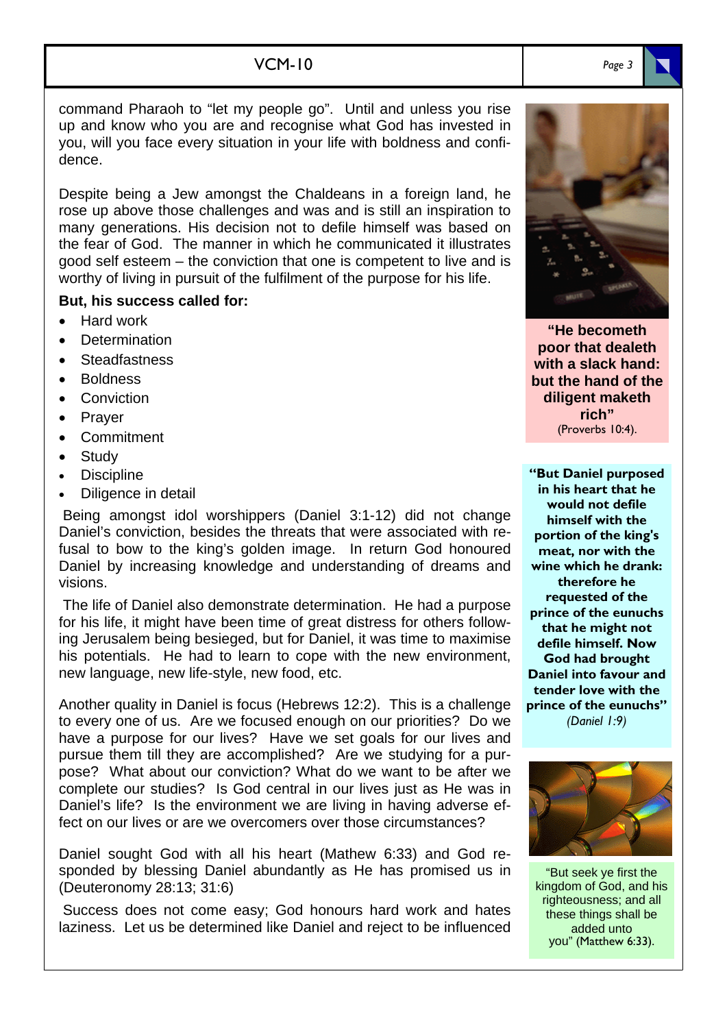command Pharaoh to “let my people go”. Until and unless you rise up and know who you are and recognise what God has invested in you, will you face every situation in your life with boldness and confidence.

Despite being a Jew amongst the Chaldeans in a foreign land, he rose up above those challenges and was and is still an inspiration to many generations. His decision not to defile himself was based on the fear of God. The manner in which he communicated it illustrates good self esteem – the conviction that one is competent to live and is worthy of living in pursuit of the fulfilment of the purpose for his life.

**But, his success called for:**

- Hard work
- Determination
- Steadfastness
- Boldness
- Conviction
- Prayer
- Commitment
- Study
- Discipline
- Diligence in detail

Being amongst idol worshippers (Daniel 3:1-12) did not change Daniel’s conviction, besides the threats that were associated with refusal to bow to the king’s golden image. In return God honoured Daniel by increasing knowledge and understanding of dreams and visions.

The life of Daniel also demonstrate determination. He had a purpose for his life, it might have been time of great distress for others following Jerusalem being besieged, but for Daniel, it was time to maximise his potentials. He had to learn to cope with the new environment, new language, new life-style, new food, etc.

Another quality in Daniel is focus (Hebrews 12:2). This is a challenge to every one of us. Are we focused enough on our priorities? Do we have a purpose for our lives? Have we set goals for our lives and pursue them till they are accomplished? Are we studying for a purpose? What about our conviction? What do we want to be after we complete our studies? Is God central in our lives just as He was in Daniel’s life? Is the environment we are living in having adverse effect on our lives or are we overcomers over those circumstances?

Daniel sought God with all his heart (Mathew 6:33) and God responded by blessing Daniel abundantly as He has promised us in (Deuteronomy 28:13; 31:6)

Success does not come easy; God honours hard work and hates laziness. Let us be determined like Daniel and reject to be influenced

**“He becometh poor that dealeth with a slack hand: but the hand of the diligent maketh rich”**
(Proverbs 10:4).

**“But Daniel purposed in his heart that he would not defile himself with the portion of the king's meat, nor with the wine which he drank: therefore he requested of the prince of the eunuchs that he might not defile himself. Now God had brought Daniel into favour and tender love with the prince of the eunuchs”**
*(Daniel 1:9)*

“But seek ye first the kingdom of God, and his righteousness; and all these things shall be added unto you” (Matthew 6:33).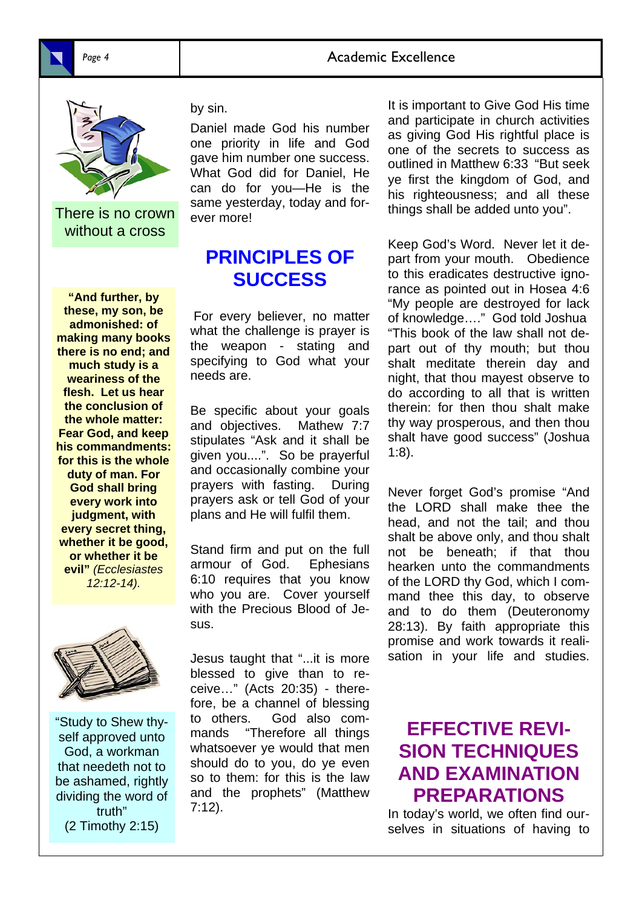There is no crown without a cross

**"And further, by these, my son, be admonished: of making many books there is no end; and much study is a weariness of the flesh. Let us hear the conclusion of the whole matter: Fear God, and keep his commandments: for this is the whole duty of man. For God shall bring every work into judgment, with every secret thing, whether it be good, or whether it be evil"** *(Ecclesiastes 12:12-14).*

"Study to Shew thyself approved unto God, a workman that needeth not to be ashamed, rightly dividing the word of truth"
(2 Timothy 2:15)

by sin.

Daniel made God his number one priority in life and God gave him number one success. What God did for Daniel, He can do for you—He is the same yesterday, today and forever more!

## PRINCIPLES OF SUCCESS

For every believer, no matter what the challenge is prayer is the weapon - stating and specifying to God what your needs are.

Be specific about your goals and objectives. Mathew 7:7 stipulates "Ask and it shall be given you....". So be prayerful and occasionally combine your prayers with fasting. During prayers ask or tell God of your plans and He will fulfil them.

Stand firm and put on the full armour of God. Ephesians 6:10 requires that you know who you are. Cover yourself with the Precious Blood of Jesus.

Jesus taught that "...it is more blessed to give than to receive…" (Acts 20:35) - therefore, be a channel of blessing to others. God also commands "Therefore all things whatsoever ye would that men should do to you, do ye even so to them: for this is the law and the prophets" (Matthew 7:12).

It is important to Give God His time and participate in church activities as giving God His rightful place is one of the secrets to success as outlined in Matthew 6:33 "But seek ye first the kingdom of God, and his righteousness; and all these things shall be added unto you".

Keep God's Word. Never let it depart from your mouth. Obedience to this eradicates destructive ignorance as pointed out in Hosea 4:6 "My people are destroyed for lack of knowledge…." God told Joshua "This book of the law shall not depart out of thy mouth; but thou shalt meditate therein day and night, that thou mayest observe to do according to all that is written therein: for then thou shalt make thy way prosperous, and then thou shalt have good success" (Joshua 1:8).

Never forget God's promise "And the LORD shall make thee the head, and not the tail; and thou shalt be above only, and thou shalt not be beneath; if that thou hearken unto the commandments of the LORD thy God, which I command thee this day, to observe and to do them (Deuteronomy 28:13). By faith appropriate this promise and work towards it realisation in your life and studies.

## EFFECTIVE REVISION TECHNIQUES AND EXAMINATION PREPARATIONS

In today's world, we often find ourselves in situations of having to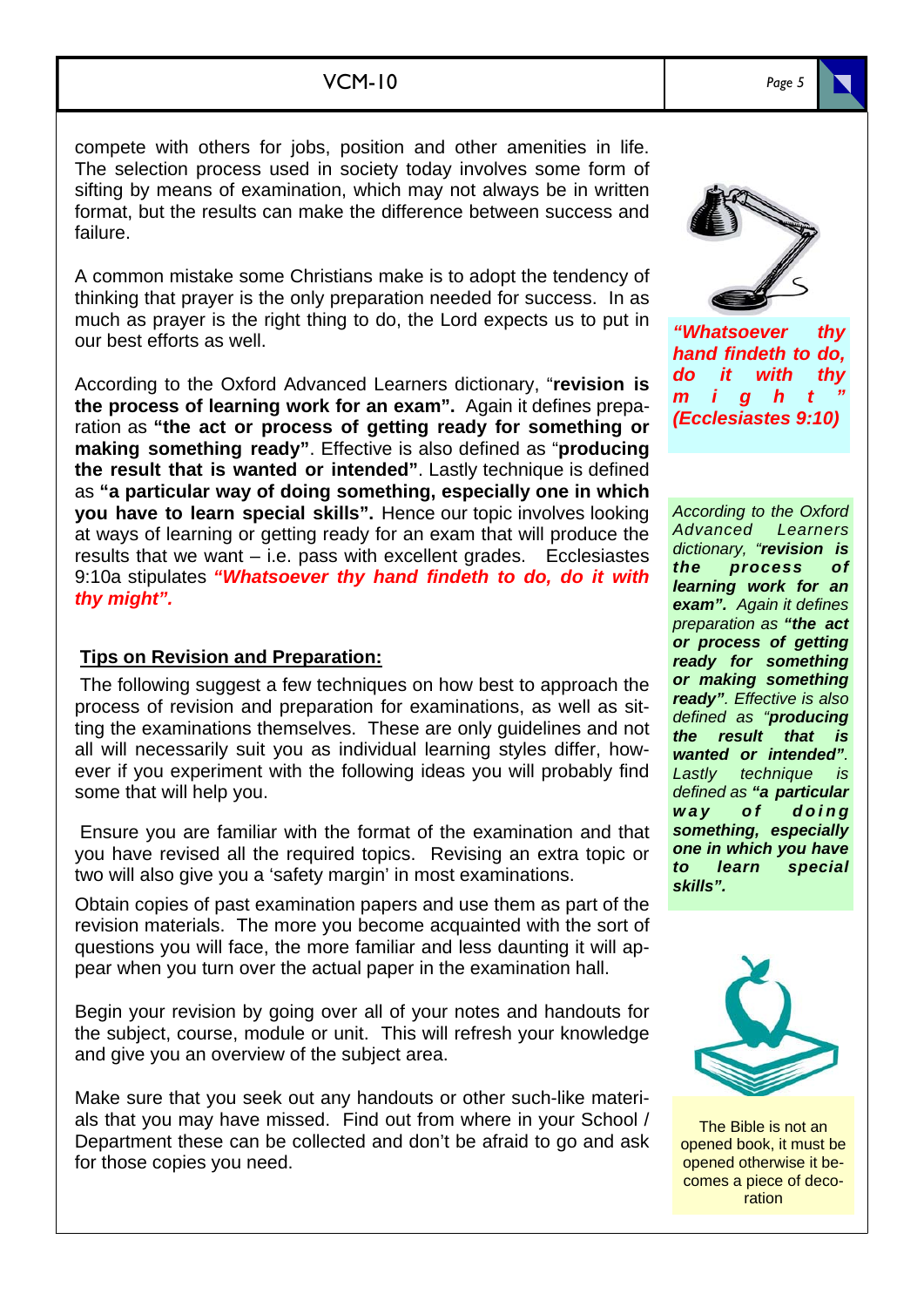compete with others for jobs, position and other amenities in life. The selection process used in society today involves some form of sifting by means of examination, which may not always be in written format, but the results can make the difference between success and failure.

A common mistake some Christians make is to adopt the tendency of thinking that prayer is the only preparation needed for success. In as much as prayer is the right thing to do, the Lord expects us to put in our best efforts as well.

According to the Oxford Advanced Learners dictionary, "**revision is the process of learning work for an exam".** Again it defines preparation as **"the act or process of getting ready for something or making something ready"**. Effective is also defined as "**producing the result that is wanted or intended"**. Lastly technique is defined as **"a particular way of doing something, especially one in which you have to learn special skills".** Hence our topic involves looking at ways of learning or getting ready for an exam that will produce the results that we want – i.e. pass with excellent grades. Ecclesiastes 9:10a stipulates ***"Whatsoever thy hand findeth to do, do it with thy might".***

## Tips on Revision and Preparation:

The following suggest a few techniques on how best to approach the process of revision and preparation for examinations, as well as sitting the examinations themselves. These are only guidelines and not all will necessarily suit you as individual learning styles differ, however if you experiment with the following ideas you will probably find some that will help you.

Ensure you are familiar with the format of the examination and that you have revised all the required topics. Revising an extra topic or two will also give you a 'safety margin' in most examinations.

Obtain copies of past examination papers and use them as part of the revision materials. The more you become acquainted with the sort of questions you will face, the more familiar and less daunting it will appear when you turn over the actual paper in the examination hall.

Begin your revision by going over all of your notes and handouts for the subject, course, module or unit. This will refresh your knowledge and give you an overview of the subject area.

Make sure that you seek out any handouts or other such-like materials that you may have missed. Find out from where in your School / Department these can be collected and don't be afraid to go and ask for those copies you need.

***"Whatsoever thy hand findeth to do, do it with thy might" (Ecclesiastes 9:10)***

*According to the Oxford Advanced Learners dictionary, "**revision is the process of learning work for an exam".** Again it defines preparation as **"the act or process of getting ready for something or making something ready"**. Effective is also defined as "**producing the result that is wanted or intended"**. Lastly technique is defined as **"a particular way of doing something, especially one in which you have to learn special skills".***

The Bible is not an opened book, it must be opened otherwise it becomes a piece of decoration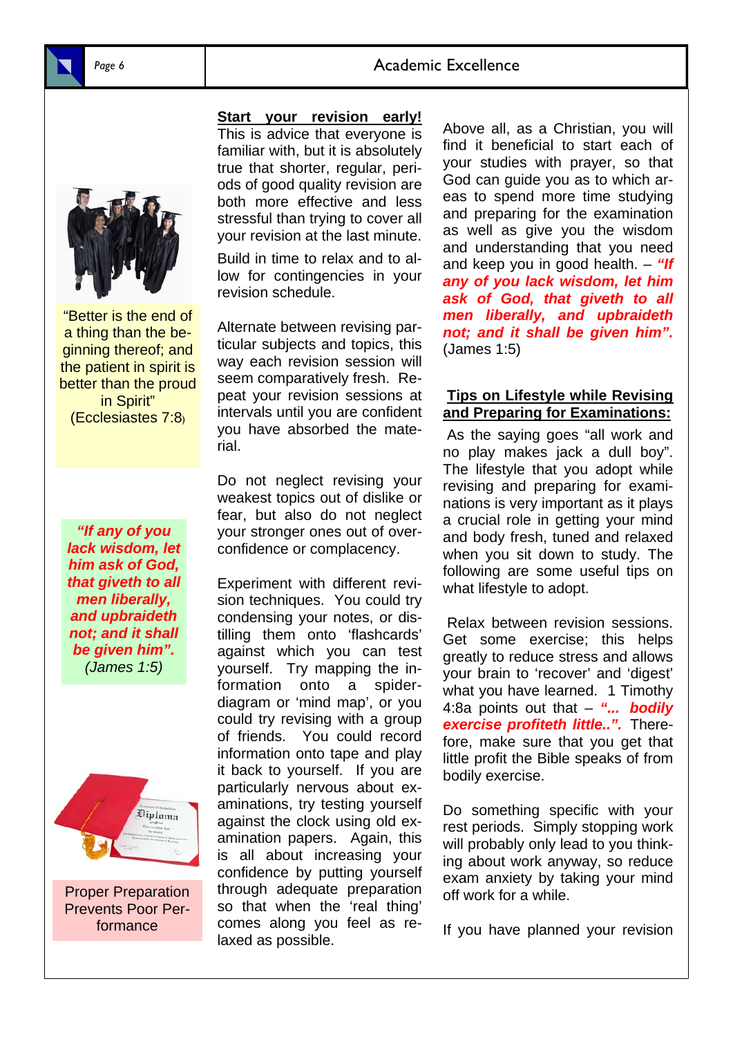"Better is the end of a thing than the beginning thereof; and the patient in spirit is better than the proud in Spirit" (Ecclesiastes 7:8)

***"If any of you lack wisdom, let him ask of God, that giveth to all men liberally, and upbraideth not; and it shall be given him".***
*(James 1:5)*

Proper Preparation Prevents Poor Performance

**Start your revision early!**

This is advice that everyone is familiar with, but it is absolutely true that shorter, regular, periods of good quality revision are both more effective and less stressful than trying to cover all your revision at the last minute.

Build in time to relax and to allow for contingencies in your revision schedule.

Alternate between revising particular subjects and topics, this way each revision session will seem comparatively fresh. Repeat your revision sessions at intervals until you are confident you have absorbed the material.

Do not neglect revising your weakest topics out of dislike or fear, but also do not neglect your stronger ones out of overconfidence or complacency.

Experiment with different revision techniques. You could try condensing your notes, or distilling them onto 'flashcards' against which you can test yourself. Try mapping the information onto a spider-diagram or 'mind map', or you could try revising with a group of friends. You could record information onto tape and play it back to yourself. If you are particularly nervous about examinations, try testing yourself against the clock using old examination papers. Again, this is all about increasing your confidence by putting yourself through adequate preparation so that when the 'real thing' comes along you feel as relaxed as possible.

Above all, as a Christian, you will find it beneficial to start each of your studies with prayer, so that God can guide you as to which areas to spend more time studying and preparing for the examination as well as give you the wisdom and understanding that you need and keep you in good health. – ***"If any of you lack wisdom, let him ask of God, that giveth to all men liberally, and upbraideth not; and it shall be given him".*** (James 1:5)

**Tips on Lifestyle while Revising and Preparing for Examinations:**

As the saying goes "all work and no play makes jack a dull boy". The lifestyle that you adopt while revising and preparing for examinations is very important as it plays a crucial role in getting your mind and body fresh, tuned and relaxed when you sit down to study. The following are some useful tips on what lifestyle to adopt.

Relax between revision sessions. Get some exercise; this helps greatly to reduce stress and allows your brain to 'recover' and 'digest' what you have learned. 1 Timothy 4:8a points out that – ***"... bodily exercise profiteth little..".*** Therefore, make sure that you get that little profit the Bible speaks of from bodily exercise.

Do something specific with your rest periods. Simply stopping work will probably only lead to you thinking about work anyway, so reduce exam anxiety by taking your mind off work for a while.

If you have planned your revision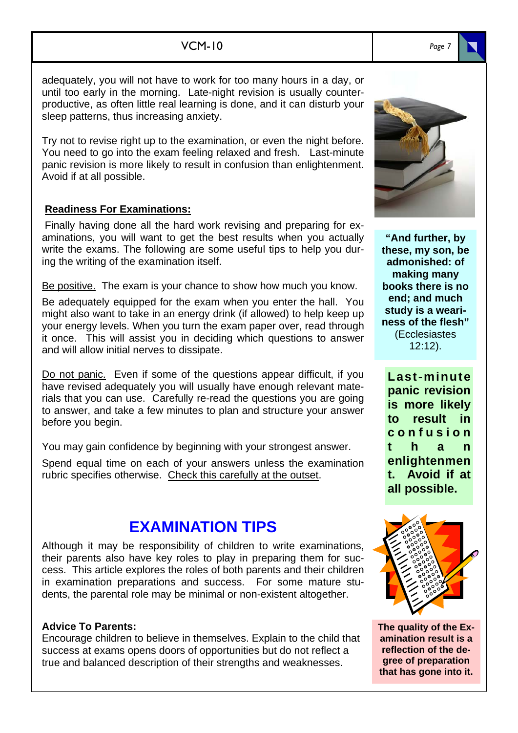adequately, you will not have to work for too many hours in a day, or until too early in the morning. Late-night revision is usually counter-productive, as often little real learning is done, and it can disturb your sleep patterns, thus increasing anxiety.

Try not to revise right up to the examination, or even the night before. You need to go into the exam feeling relaxed and fresh. Last-minute panic revision is more likely to result in confusion than enlightenment. Avoid if at all possible.

**Readiness For Examinations:**

Finally having done all the hard work revising and preparing for examinations, you will want to get the best results when you actually write the exams. The following are some useful tips to help you during the writing of the examination itself.

Be positive. The exam is your chance to show how much you know.

Be adequately equipped for the exam when you enter the hall. You might also want to take in an energy drink (if allowed) to help keep up your energy levels. When you turn the exam paper over, read through it once. This will assist you in deciding which questions to answer and will allow initial nerves to dissipate.

Do not panic. Even if some of the questions appear difficult, if you have revised adequately you will usually have enough relevant materials that you can use. Carefully re-read the questions you are going to answer, and take a few minutes to plan and structure your answer before you begin.

You may gain confidence by beginning with your strongest answer.

Spend equal time on each of your answers unless the examination rubric specifies otherwise. Check this carefully at the outset.

**"And further, by these, my son, be admonished: of making many books there is no end; and much study is a weariness of the flesh"** (Ecclesiastes 12:12).

**Last-minute panic revision is more likely to result in confusion than enlightenment. Avoid if at all possible.**

## EXAMINATION TIPS

Although it may be responsibility of children to write examinations, their parents also have key roles to play in preparing them for success. This article explores the roles of both parents and their children in examination preparations and success. For some mature students, the parental role may be minimal or non-existent altogether.

**Advice To Parents:**

Encourage children to believe in themselves. Explain to the child that success at exams opens doors of opportunities but do not reflect a true and balanced description of their strengths and weaknesses.

**The quality of the Examination result is a reflection of the degree of preparation that has gone into it.**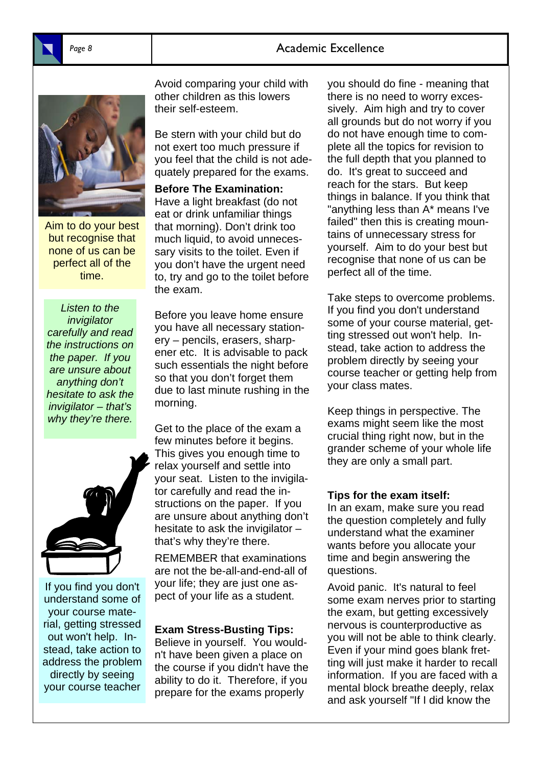Aim to do your best but recognise that none of us can be perfect all of the time.

*Listen to the invigilator carefully and read the instructions on the paper. If you are unsure about anything don't hesitate to ask the invigilator – that's why they're there.*

If you find you don't understand some of your course material, getting stressed out won't help. Instead, take action to address the problem directly by seeing your course teacher

Avoid comparing your child with other children as this lowers their self-esteem.

Be stern with your child but do not exert too much pressure if you feel that the child is not adequately prepared for the exams.

**Before The Examination:**
Have a light breakfast (do not eat or drink unfamiliar things that morning). Don't drink too much liquid, to avoid unnecessary visits to the toilet. Even if you don't have the urgent need to, try and go to the toilet before the exam.

Before you leave home ensure you have all necessary stationery – pencils, erasers, sharpener etc. It is advisable to pack such essentials the night before so that you don't forget them due to last minute rushing in the morning.

Get to the place of the exam a few minutes before it begins. This gives you enough time to relax yourself and settle into your seat. Listen to the invigilator carefully and read the instructions on the paper. If you are unsure about anything don't hesitate to ask the invigilator – that's why they're there.

REMEMBER that examinations are not the be-all-and-end-all of your life; they are just one aspect of your life as a student.

**Exam Stress-Busting Tips:**
Believe in yourself. You wouldn't have been given a place on the course if you didn't have the ability to do it. Therefore, if you prepare for the exams properly you should do fine - meaning that there is no need to worry excessively. Aim high and try to cover all grounds but do not worry if you do not have enough time to complete all the topics for revision to the full depth that you planned to do. It's great to succeed and reach for the stars. But keep things in balance. If you think that "anything less than A* means I've failed" then this is creating mountains of unnecessary stress for yourself. Aim to do your best but recognise that none of us can be perfect all of the time.

Take steps to overcome problems. If you find you don't understand some of your course material, getting stressed out won't help. Instead, take action to address the problem directly by seeing your course teacher or getting help from your class mates.

Keep things in perspective. The exams might seem like the most crucial thing right now, but in the grander scheme of your whole life they are only a small part.

**Tips for the exam itself:**
In an exam, make sure you read the question completely and fully understand what the examiner wants before you allocate your time and begin answering the questions.

Avoid panic. It's natural to feel some exam nerves prior to starting the exam, but getting excessively nervous is counterproductive as you will not be able to think clearly. Even if your mind goes blank fretting will just make it harder to recall information. If you are faced with a mental block breathe deeply, relax and ask yourself "If I did know the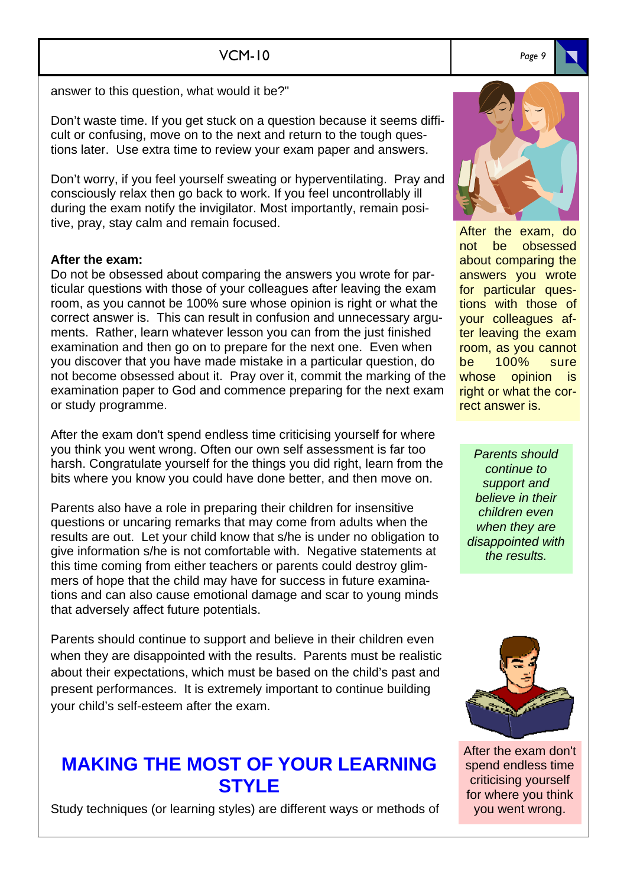answer to this question, what would it be?"

Don't waste time. If you get stuck on a question because it seems difficult or confusing, move on to the next and return to the tough questions later. Use extra time to review your exam paper and answers.

Don't worry, if you feel yourself sweating or hyperventilating. Pray and consciously relax then go back to work. If you feel uncontrollably ill during the exam notify the invigilator. Most importantly, remain positive, pray, stay calm and remain focused.

**After the exam:**

Do not be obsessed about comparing the answers you wrote for particular questions with those of your colleagues after leaving the exam room, as you cannot be 100% sure whose opinion is right or what the correct answer is. This can result in confusion and unnecessary arguments. Rather, learn whatever lesson you can from the just finished examination and then go on to prepare for the next one. Even when you discover that you have made mistake in a particular question, do not become obsessed about it. Pray over it, commit the marking of the examination paper to God and commence preparing for the next exam or study programme.

After the exam don't spend endless time criticising yourself for where you think you went wrong. Often our own self assessment is far too harsh. Congratulate yourself for the things you did right, learn from the bits where you know you could have done better, and then move on.

Parents also have a role in preparing their children for insensitive questions or uncaring remarks that may come from adults when the results are out. Let your child know that s/he is under no obligation to give information s/he is not comfortable with. Negative statements at this time coming from either teachers or parents could destroy glimmers of hope that the child may have for success in future examinations and can also cause emotional damage and scar to young minds that adversely affect future potentials.

Parents should continue to support and believe in their children even when they are disappointed with the results. Parents must be realistic about their expectations, which must be based on the child's past and present performances. It is extremely important to continue building your child's self-esteem after the exam.

After the exam, do not be obsessed about comparing the answers you wrote for particular questions with those of your colleagues after leaving the exam room, as you cannot be 100% sure whose opinion is right or what the correct answer is.

*Parents should continue to support and believe in their children even when they are disappointed with the results.*

After the exam don't spend endless time criticising yourself for where you think you went wrong.

## MAKING THE MOST OF YOUR LEARNING STYLE

Study techniques (or learning styles) are different ways or methods of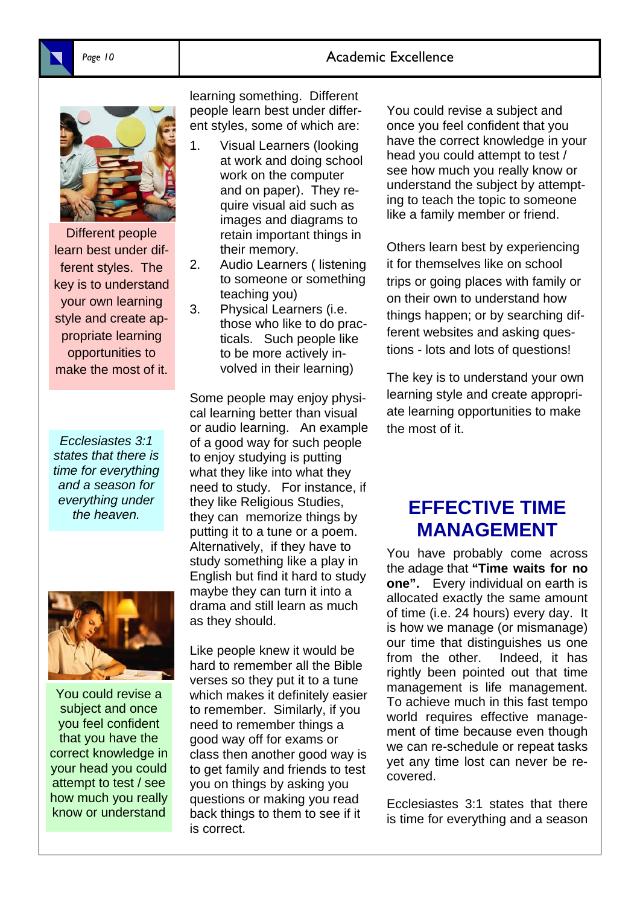Different people learn best under different styles. The key is to understand your own learning style and create appropriate learning opportunities to make the most of it.

*Ecclesiastes 3:1 states that there is time for everything and a season for everything under the heaven.*

You could revise a subject and once you feel confident that you have the correct knowledge in your head you could attempt to test / see how much you really know or understand

learning something. Different people learn best under different styles, some of which are:

1. Visual Learners (looking at work and doing school work on the computer and on paper). They require visual aid such as images and diagrams to retain important things in their memory.
2. Audio Learners ( listening to someone or something teaching you)
3. Physical Learners (i.e. those who like to do practicals. Such people like to be more actively involved in their learning)

Some people may enjoy physical learning better than visual or audio learning. An example of a good way for such people to enjoy studying is putting what they like into what they need to study. For instance, if they like Religious Studies, they can memorize things by putting it to a tune or a poem. Alternatively, if they have to study something like a play in English but find it hard to study maybe they can turn it into a drama and still learn as much as they should.

Like people knew it would be hard to remember all the Bible verses so they put it to a tune which makes it definitely easier to remember. Similarly, if you need to remember things a good way off for exams or class then another good way is to get family and friends to test you on things by asking you questions or making you read back things to them to see if it is correct.

You could revise a subject and once you feel confident that you have the correct knowledge in your head you could attempt to test / see how much you really know or understand the subject by attempting to teach the topic to someone like a family member or friend.

Others learn best by experiencing it for themselves like on school trips or going places with family or on their own to understand how things happen; or by searching different websites and asking questions - lots and lots of questions!

The key is to understand your own learning style and create appropriate learning opportunities to make the most of it.

## EFFECTIVE TIME MANAGEMENT

You have probably come across the adage that **"Time waits for no one".** Every individual on earth is allocated exactly the same amount of time (i.e. 24 hours) every day. It is how we manage (or mismanage) our time that distinguishes us one from the other. Indeed, it has rightly been pointed out that time management is life management. To achieve much in this fast tempo world requires effective management of time because even though we can re-schedule or repeat tasks yet any time lost can never be recovered.

Ecclesiastes 3:1 states that there is time for everything and a season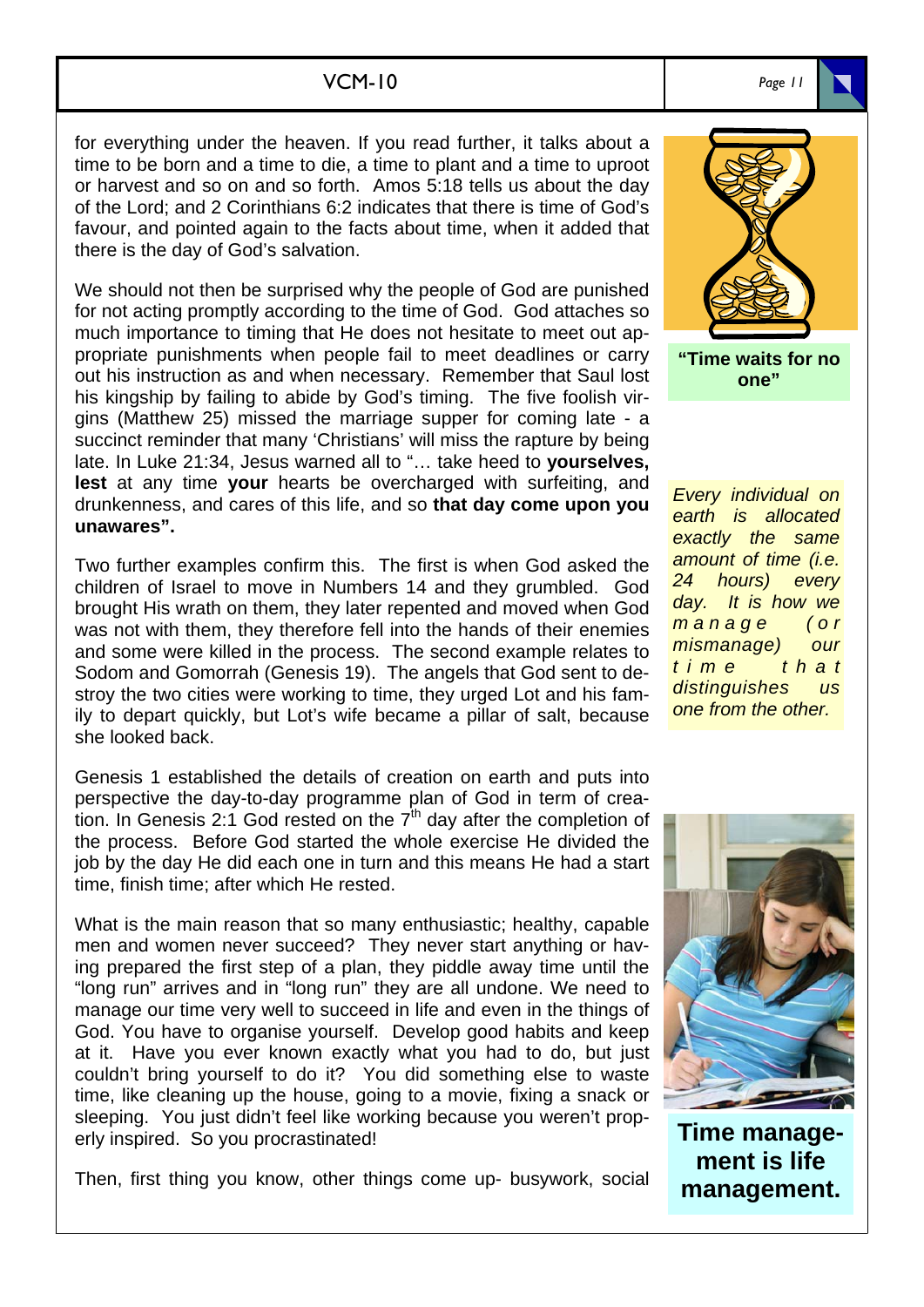for everything under the heaven. If you read further, it talks about a time to be born and a time to die, a time to plant and a time to uproot or harvest and so on and so forth. Amos 5:18 tells us about the day of the Lord; and 2 Corinthians 6:2 indicates that there is time of God's favour, and pointed again to the facts about time, when it added that there is the day of God's salvation.

We should not then be surprised why the people of God are punished for not acting promptly according to the time of God. God attaches so much importance to timing that He does not hesitate to meet out appropriate punishments when people fail to meet deadlines or carry out his instruction as and when necessary. Remember that Saul lost his kingship by failing to abide by God's timing. The five foolish virgins (Matthew 25) missed the marriage supper for coming late - a succinct reminder that many 'Christians' will miss the rapture by being late. In Luke 21:34, Jesus warned all to "… take heed to **yourselves, lest** at any time **your** hearts be overcharged with surfeiting, and drunkenness, and cares of this life, and so **that day come upon you unawares".**

Two further examples confirm this. The first is when God asked the children of Israel to move in Numbers 14 and they grumbled. God brought His wrath on them, they later repented and moved when God was not with them, they therefore fell into the hands of their enemies and some were killed in the process. The second example relates to Sodom and Gomorrah (Genesis 19). The angels that God sent to destroy the two cities were working to time, they urged Lot and his family to depart quickly, but Lot's wife became a pillar of salt, because she looked back.

Genesis 1 established the details of creation on earth and puts into perspective the day-to-day programme plan of God in term of creation. In Genesis 2:1 God rested on the 7th day after the completion of the process. Before God started the whole exercise He divided the job by the day He did each one in turn and this means He had a start time, finish time; after which He rested.

What is the main reason that so many enthusiastic; healthy, capable men and women never succeed? They never start anything or having prepared the first step of a plan, they piddle away time until the "long run" arrives and in "long run" they are all undone. We need to manage our time very well to succeed in life and even in the things of God. You have to organise yourself. Develop good habits and keep at it. Have you ever known exactly what you had to do, but just couldn't bring yourself to do it? You did something else to waste time, like cleaning up the house, going to a movie, fixing a snack or sleeping. You just didn't feel like working because you weren't properly inspired. So you procrastinated!

Then, first thing you know, other things come up- busywork, social

**"Time waits for no one"**

*Every individual on earth is allocated exactly the same amount of time (i.e. 24 hours) every day. It is how we manage (or mismanage) our time that distinguishes us one from the other.*

**Time management is life management.**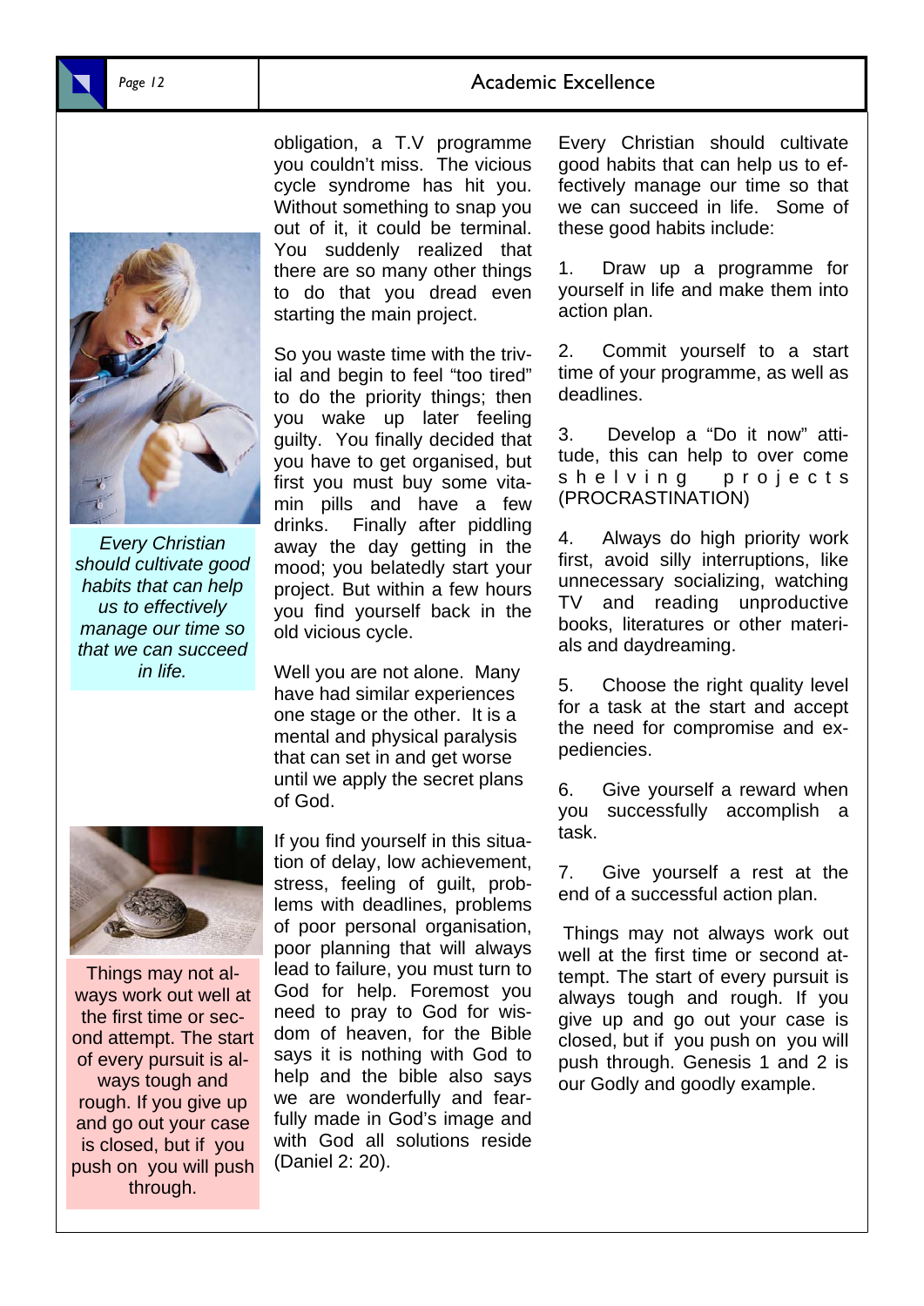obligation, a T.V programme you couldn't miss. The vicious cycle syndrome has hit you. Without something to snap you out of it, it could be terminal. You suddenly realized that there are so many other things to do that you dread even starting the main project.

So you waste time with the trivial and begin to feel "too tired" to do the priority things; then you wake up later feeling guilty. You finally decided that you have to get organised, but first you must buy some vitamin pills and have a few drinks. Finally after piddling away the day getting in the mood; you belatedly start your project. But within a few hours you find yourself back in the old vicious cycle.

Well you are not alone. Many have had similar experiences one stage or the other. It is a mental and physical paralysis that can set in and get worse until we apply the secret plans of God.

If you find yourself in this situation of delay, low achievement, stress, feeling of guilt, problems with deadlines, problems of poor personal organisation, poor planning that will always lead to failure, you must turn to God for help. Foremost you need to pray to God for wisdom of heaven, for the Bible says it is nothing with God to help and the bible also says we are wonderfully and fearfully made in God's image and with God all solutions reside (Daniel 2: 20).

*Every Christian should cultivate good habits that can help us to effectively manage our time so that we can succeed in life.*

Every Christian should cultivate good habits that can help us to effectively manage our time so that we can succeed in life. Some of these good habits include:

1. Draw up a programme for yourself in life and make them into action plan.
2. Commit yourself to a start time of your programme, as well as deadlines.
3. Develop a "Do it now" attitude, this can help to over come shelving projects (PROCRASTINATION)
4. Always do high priority work first, avoid silly interruptions, like unnecessary socializing, watching TV and reading unproductive books, literatures or other materials and daydreaming.
5. Choose the right quality level for a task at the start and accept the need for compromise and expediencies.
6. Give yourself a reward when you successfully accomplish a task.
7. Give yourself a rest at the end of a successful action plan.

Things may not always work out well at the first time or second attempt. The start of every pursuit is always tough and rough. If you give up and go out your case is closed, but if you push on you will push through. Genesis 1 and 2 is our Godly and goodly example.

Things may not always work out well at the first time or second attempt. The start of every pursuit is always tough and rough. If you give up and go out your case is closed, but if you push on you will push through.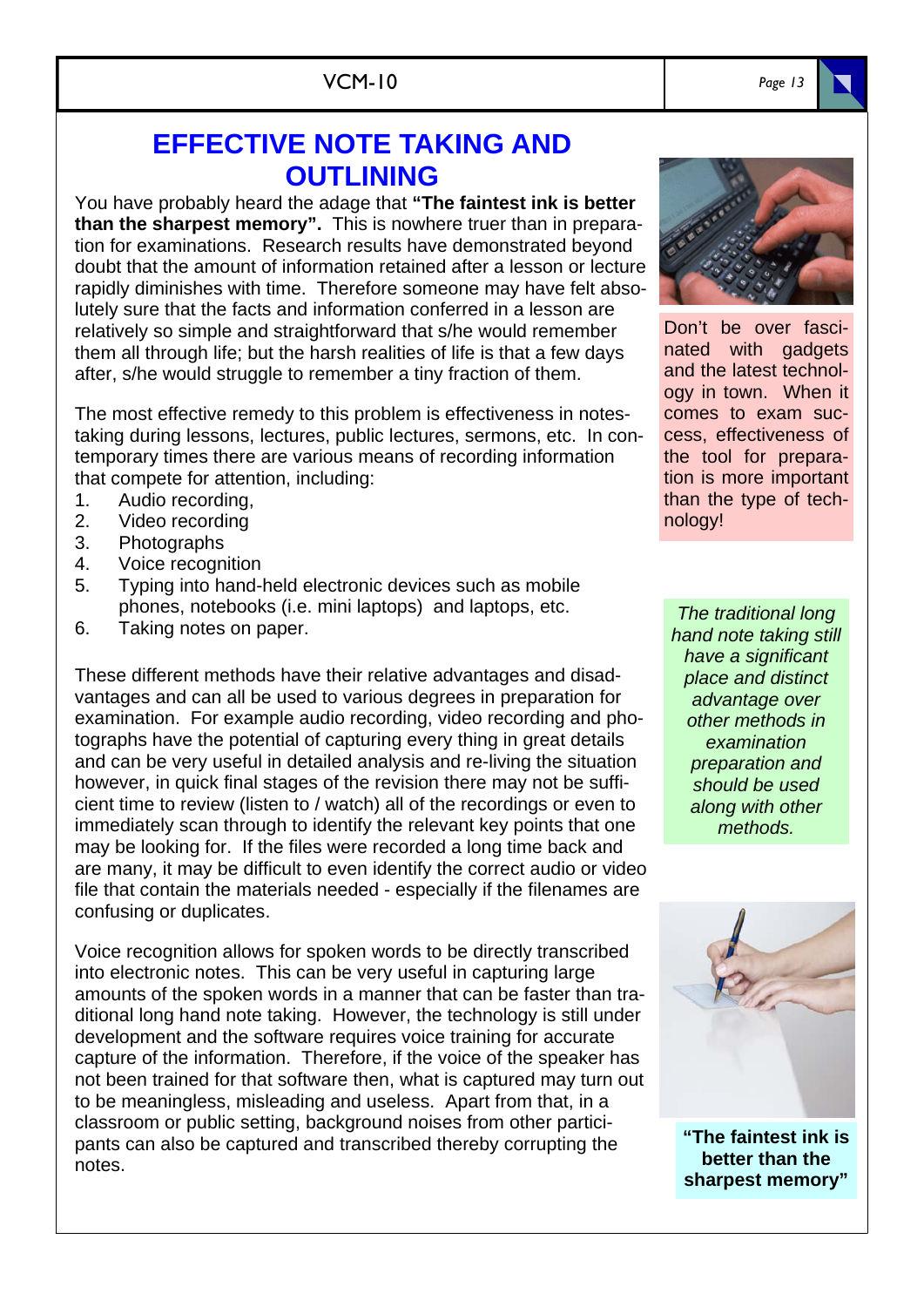# EFFECTIVE NOTE TAKING AND OUTLINING

You have probably heard the adage that **"The faintest ink is better than the sharpest memory".** This is nowhere truer than in preparation for examinations. Research results have demonstrated beyond doubt that the amount of information retained after a lesson or lecture rapidly diminishes with time. Therefore someone may have felt absolutely sure that the facts and information conferred in a lesson are relatively so simple and straightforward that s/he would remember them all through life; but the harsh realities of life is that a few days after, s/he would struggle to remember a tiny fraction of them.

The most effective remedy to this problem is effectiveness in notes-taking during lessons, lectures, public lectures, sermons, etc. In contemporary times there are various means of recording information that compete for attention, including:

1. Audio recording,
2. Video recording
3. Photographs
4. Voice recognition
5. Typing into hand-held electronic devices such as mobile phones, notebooks (i.e. mini laptops) and laptops, etc.
6. Taking notes on paper.

These different methods have their relative advantages and disadvantages and can all be used to various degrees in preparation for examination. For example audio recording, video recording and photographs have the potential of capturing every thing in great details and can be very useful in detailed analysis and re-living the situation however, in quick final stages of the revision there may not be sufficient time to review (listen to / watch) all of the recordings or even to immediately scan through to identify the relevant key points that one may be looking for. If the files were recorded a long time back and are many, it may be difficult to even identify the correct audio or video file that contain the materials needed - especially if the filenames are confusing or duplicates.

Voice recognition allows for spoken words to be directly transcribed into electronic notes. This can be very useful in capturing large amounts of the spoken words in a manner that can be faster than traditional long hand note taking. However, the technology is still under development and the software requires voice training for accurate capture of the information. Therefore, if the voice of the speaker has not been trained for that software then, what is captured may turn out to be meaningless, misleading and useless. Apart from that, in a classroom or public setting, background noises from other participants can also be captured and transcribed thereby corrupting the notes.

Don't be over fascinated with gadgets and the latest technology in town. When it comes to exam success, effectiveness of the tool for preparation is more important than the type of technology!

*The traditional long hand note taking still have a significant place and distinct advantage over other methods in examination preparation and should be used along with other methods.*

**"The faintest ink is better than the sharpest memory"**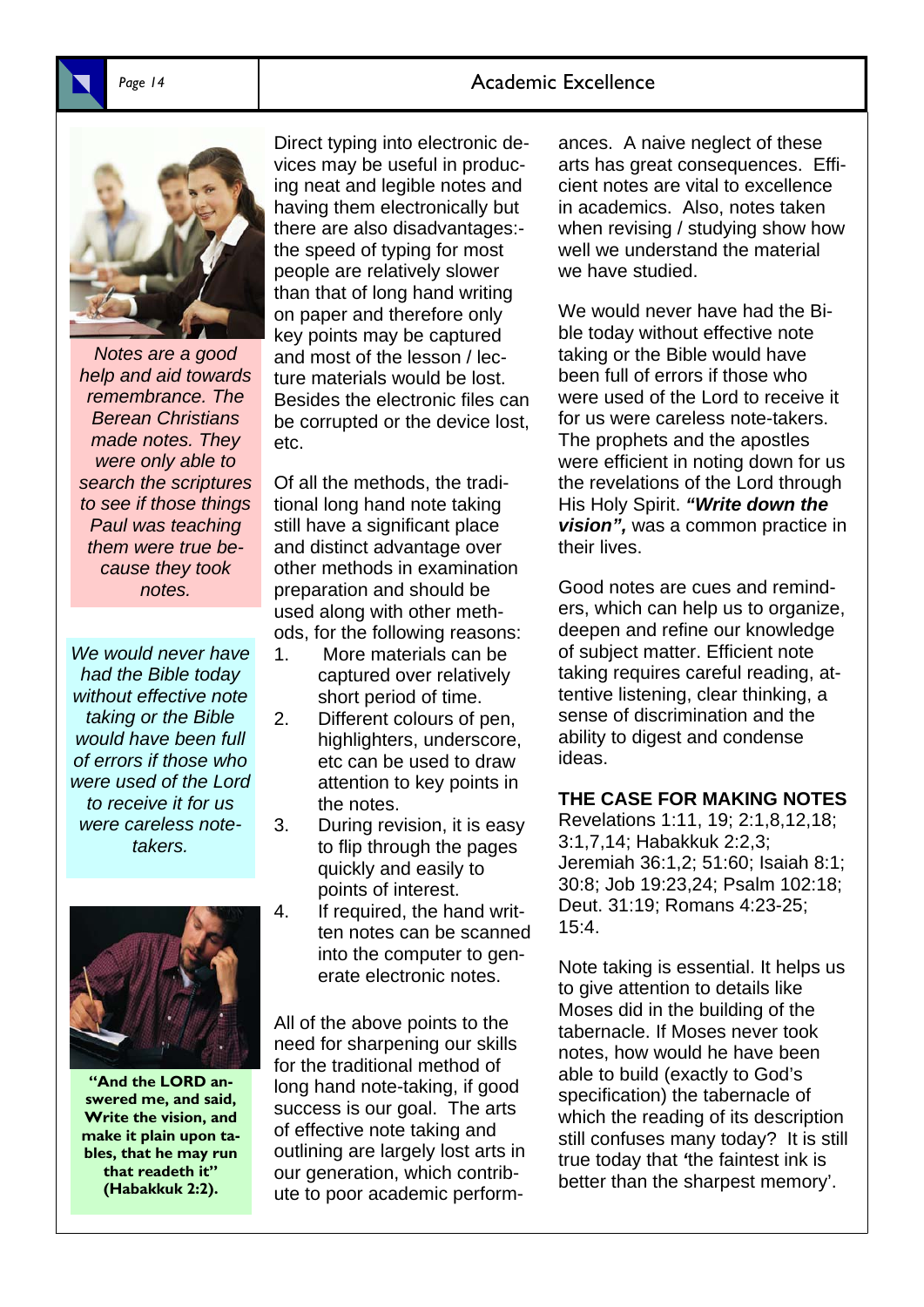*Notes are a good help and aid towards remembrance. The Berean Christians made notes. They were only able to search the scriptures to see if those things Paul was teaching them were true because they took notes.*

*We would never have had the Bible today without effective note taking or the Bible would have been full of errors if those who were used of the Lord to receive it for us were careless note-takers.*

**"And the LORD answered me, and said, Write the vision, and make it plain upon tables, that he may run that readeth it" (Habakkuk 2:2).**

Direct typing into electronic devices may be useful in producing neat and legible notes and having them electronically but there are also disadvantages:- the speed of typing for most people are relatively slower than that of long hand writing on paper and therefore only key points may be captured and most of the lesson / lecture materials would be lost. Besides the electronic files can be corrupted or the device lost, etc.

Of all the methods, the traditional long hand note taking still have a significant place and distinct advantage over other methods in examination preparation and should be used along with other methods, for the following reasons:

1. More materials can be captured over relatively short period of time.
2. Different colours of pen, highlighters, underscore, etc can be used to draw attention to key points in the notes.
3. During revision, it is easy to flip through the pages quickly and easily to points of interest.
4. If required, the hand written notes can be scanned into the computer to generate electronic notes.

All of the above points to the need for sharpening our skills for the traditional method of long hand note-taking, if good success is our goal. The arts of effective note taking and outlining are largely lost arts in our generation, which contribute to poor academic performances. A naive neglect of these arts has great consequences. Efficient notes are vital to excellence in academics. Also, notes taken when revising / studying show how well we understand the material we have studied.

We would never have had the Bible today without effective note taking or the Bible would have been full of errors if those who were used of the Lord to receive it for us were careless note-takers. The prophets and the apostles were efficient in noting down for us the revelations of the Lord through His Holy Spirit. ***"Write down the vision",*** was a common practice in their lives.

Good notes are cues and reminders, which can help us to organize, deepen and refine our knowledge of subject matter. Efficient note taking requires careful reading, attentive listening, clear thinking, a sense of discrimination and the ability to digest and condense ideas.

**THE CASE FOR MAKING NOTES**

Revelations 1:11, 19; 2:1,8,12,18; 3:1,7,14; Habakkuk 2:2,3; Jeremiah 36:1,2; 51:60; Isaiah 8:1; 30:8; Job 19:23,24; Psalm 102:18; Deut. 31:19; Romans 4:23-25; 15:4.

Note taking is essential. It helps us to give attention to details like Moses did in the building of the tabernacle. If Moses never took notes, how would he have been able to build (exactly to God's specification) the tabernacle of which the reading of its description still confuses many today? It is still true today that 'the faintest ink is better than the sharpest memory'.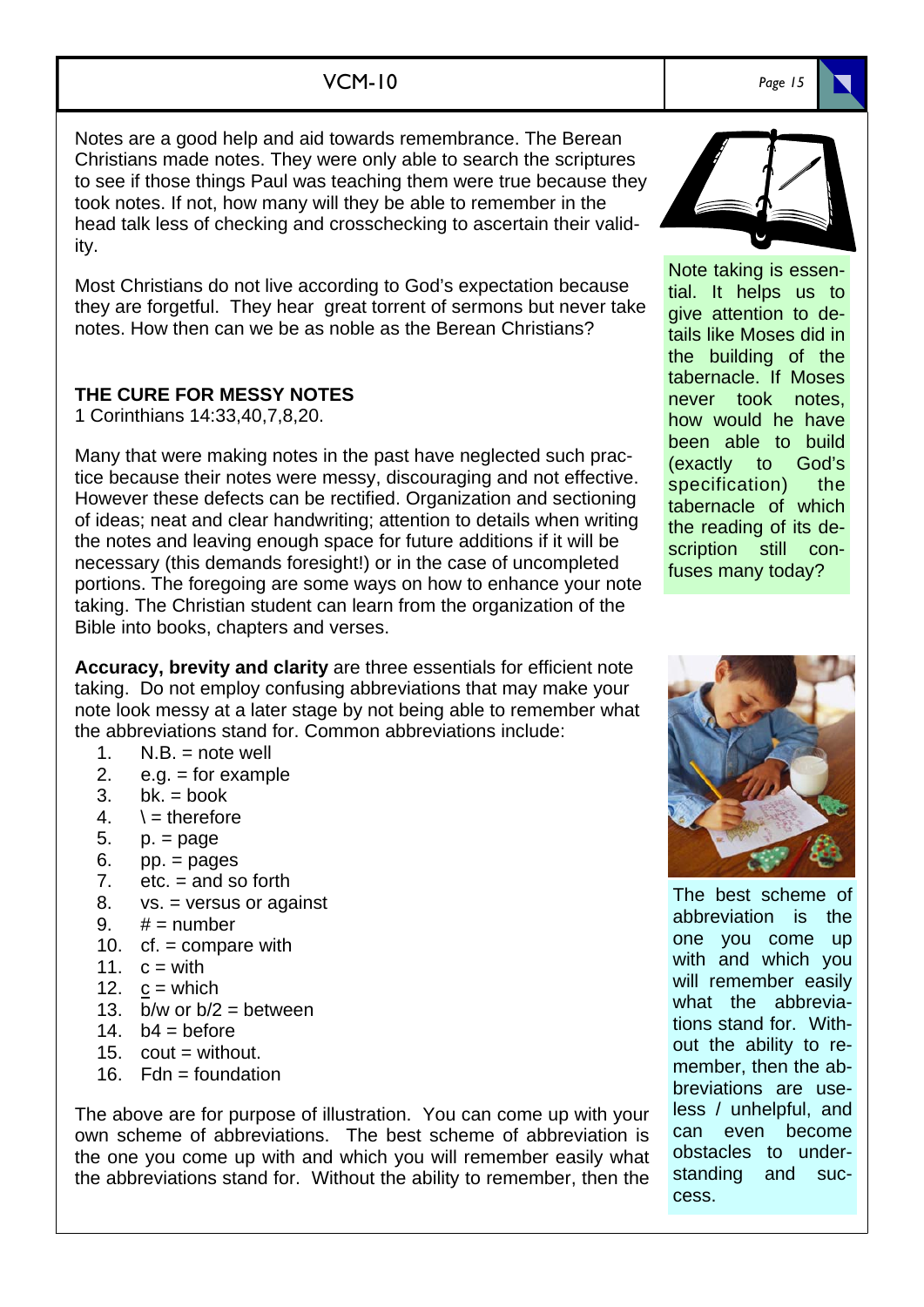Notes are a good help and aid towards remembrance. The Berean Christians made notes. They were only able to search the scriptures to see if those things Paul was teaching them were true because they took notes. If not, how many will they be able to remember in the head talk less of checking and crosschecking to ascertain their validity.

Most Christians do not live according to God's expectation because they are forgetful. They hear great torrent of sermons but never take notes. How then can we be as noble as the Berean Christians?

> Note taking is essential. It helps us to give attention to details like Moses did in the building of the tabernacle. If Moses never took notes, how would he have been able to build (exactly to God's specification) the tabernacle of which the reading of its description still confuses many today?

**THE CURE FOR MESSY NOTES**

1 Corinthians 14:33,40,7,8,20.

Many that were making notes in the past have neglected such practice because their notes were messy, discouraging and not effective. However these defects can be rectified. Organization and sectioning of ideas; neat and clear handwriting; attention to details when writing the notes and leaving enough space for future additions if it will be necessary (this demands foresight!) or in the case of uncompleted portions. The foregoing are some ways on how to enhance your note taking. The Christian student can learn from the organization of the Bible into books, chapters and verses.

**Accuracy, brevity and clarity** are three essentials for efficient note taking. Do not employ confusing abbreviations that may make your note look messy at a later stage by not being able to remember what the abbreviations stand for. Common abbreviations include:

1. N.B. = note well
2. e.g. = for example
3. bk. = book
4. ∴ = therefore
5. p. = page
6. pp. = pages
7. etc. = and so forth
8. vs. = versus or against
9. # = number
10. cf. = compare with
11. c = with
12. c̲ = which
13. b/w or b/2 = between
14. b4 = before
15. cout = without.
16. Fdn = foundation

The above are for purpose of illustration. You can come up with your own scheme of abbreviations. The best scheme of abbreviation is the one you come up with and which you will remember easily what the abbreviations stand for. Without the ability to remember, then the

> The best scheme of abbreviation is the one you come up with and which you will remember easily what the abbreviations stand for. Without the ability to remember, then the abbreviations are useless / unhelpful, and can even become obstacles to understanding and success.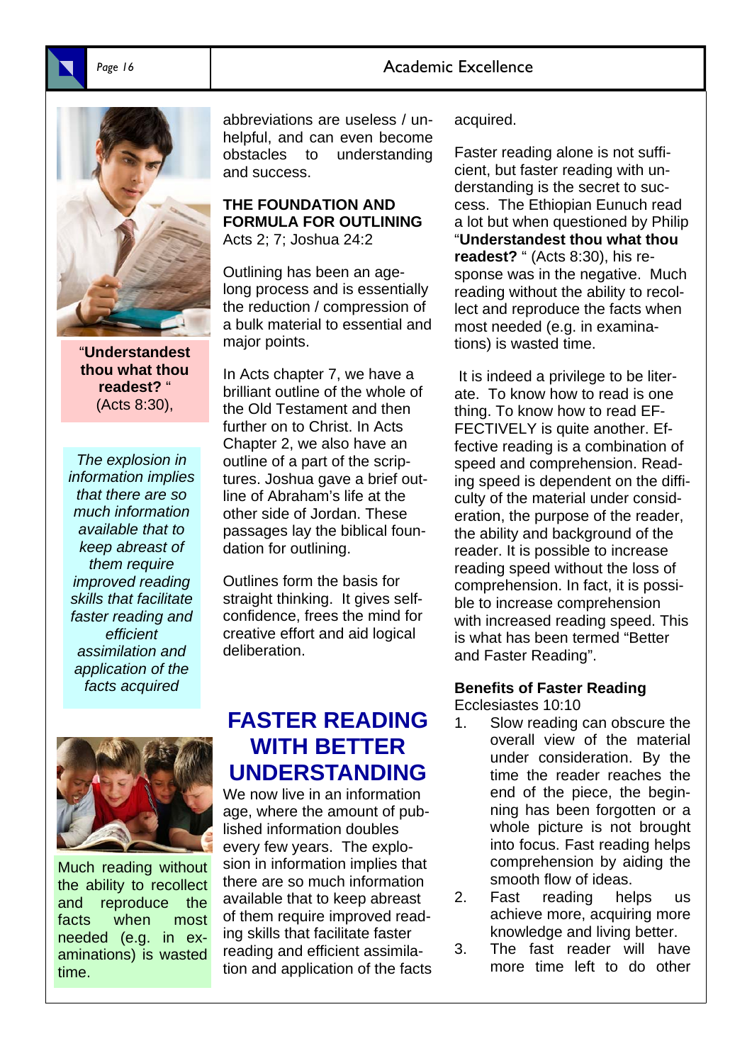"**Understandest thou what thou readest?** "
(Acts 8:30),

*The explosion in information implies that there are so much information available that to keep abreast of them require improved reading skills that facilitate faster reading and efficient assimilation and application of the facts acquired*

Much reading without the ability to recollect and reproduce the facts when most needed (e.g. in examinations) is wasted time.

abbreviations are useless / unhelpful, and can even become obstacles to understanding and success.

**THE FOUNDATION AND FORMULA FOR OUTLINING**
Acts 2; 7; Joshua 24:2

Outlining has been an age-long process and is essentially the reduction / compression of a bulk material to essential and major points.

In Acts chapter 7, we have a brilliant outline of the whole of the Old Testament and then further on to Christ. In Acts Chapter 2, we also have an outline of a part of the scriptures. Joshua gave a brief outline of Abraham's life at the other side of Jordan. These passages lay the biblical foundation for outlining.

Outlines form the basis for straight thinking. It gives self-confidence, frees the mind for creative effort and aid logical deliberation.

## FASTER READING WITH BETTER UNDERSTANDING

We now live in an information age, where the amount of published information doubles every few years. The explosion in information implies that there are so much information available that to keep abreast of them require improved reading skills that facilitate faster reading and efficient assimilation and application of the facts acquired.

Faster reading alone is not sufficient, but faster reading with understanding is the secret to success. The Ethiopian Eunuch read a lot but when questioned by Philip "**Understandest thou what thou readest?** " (Acts 8:30), his response was in the negative. Much reading without the ability to recollect and reproduce the facts when most needed (e.g. in examinations) is wasted time.

It is indeed a privilege to be literate. To know how to read is one thing. To know how to read EFFECTIVELY is quite another. Effective reading is a combination of speed and comprehension. Reading speed is dependent on the difficulty of the material under consideration, the purpose of the reader, the ability and background of the reader. It is possible to increase reading speed without the loss of comprehension. In fact, it is possible to increase comprehension with increased reading speed. This is what has been termed "Better and Faster Reading".

**Benefits of Faster Reading**
Ecclesiastes 10:10

1. Slow reading can obscure the overall view of the material under consideration. By the time the reader reaches the end of the piece, the beginning has been forgotten or a whole picture is not brought into focus. Fast reading helps comprehension by aiding the smooth flow of ideas.
2. Fast reading helps us achieve more, acquiring more knowledge and living better.
3. The fast reader will have more time left to do other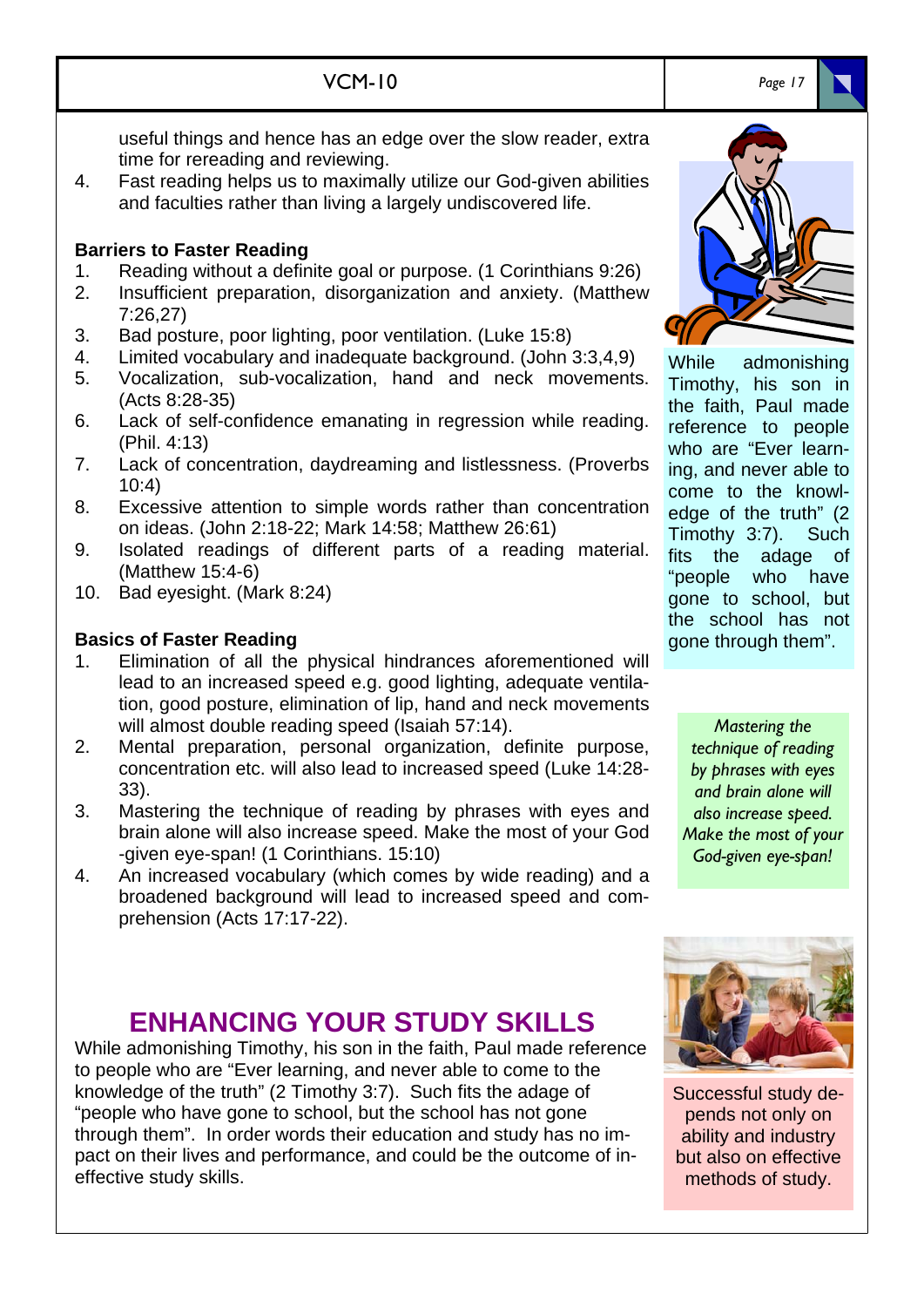useful things and hence has an edge over the slow reader, extra time for rereading and reviewing.

4. Fast reading helps us to maximally utilize our God-given abilities and faculties rather than living a largely undiscovered life.

**Barriers to Faster Reading**

1. Reading without a definite goal or purpose. (1 Corinthians 9:26)
2. Insufficient preparation, disorganization and anxiety. (Matthew 7:26,27)
3. Bad posture, poor lighting, poor ventilation. (Luke 15:8)
4. Limited vocabulary and inadequate background. (John 3:3,4,9)
5. Vocalization, sub-vocalization, hand and neck movements. (Acts 8:28-35)
6. Lack of self-confidence emanating in regression while reading. (Phil. 4:13)
7. Lack of concentration, daydreaming and listlessness. (Proverbs 10:4)
8. Excessive attention to simple words rather than concentration on ideas. (John 2:18-22; Mark 14:58; Matthew 26:61)
9. Isolated readings of different parts of a reading material. (Matthew 15:4-6)
10. Bad eyesight. (Mark 8:24)

**Basics of Faster Reading**

1. Elimination of all the physical hindrances aforementioned will lead to an increased speed e.g. good lighting, adequate ventilation, good posture, elimination of lip, hand and neck movements will almost double reading speed (Isaiah 57:14).
2. Mental preparation, personal organization, definite purpose, concentration etc. will also lead to increased speed (Luke 14:28-33).
3. Mastering the technique of reading by phrases with eyes and brain alone will also increase speed. Make the most of your God-given eye-span! (1 Corinthians. 15:10)
4. An increased vocabulary (which comes by wide reading) and a broadened background will lead to increased speed and comprehension (Acts 17:17-22).

While admonishing Timothy, his son in the faith, Paul made reference to people who are "Ever learning, and never able to come to the knowledge of the truth" (2 Timothy 3:7). Such fits the adage of "people who have gone to school, but the school has not gone through them".

*Mastering the technique of reading by phrases with eyes and brain alone will also increase speed. Make the most of your God-given eye-span!*

## ENHANCING YOUR STUDY SKILLS

While admonishing Timothy, his son in the faith, Paul made reference to people who are "Ever learning, and never able to come to the knowledge of the truth" (2 Timothy 3:7). Such fits the adage of "people who have gone to school, but the school has not gone through them". In order words their education and study has no impact on their lives and performance, and could be the outcome of ineffective study skills.

Successful study depends not only on ability and industry but also on effective methods of study.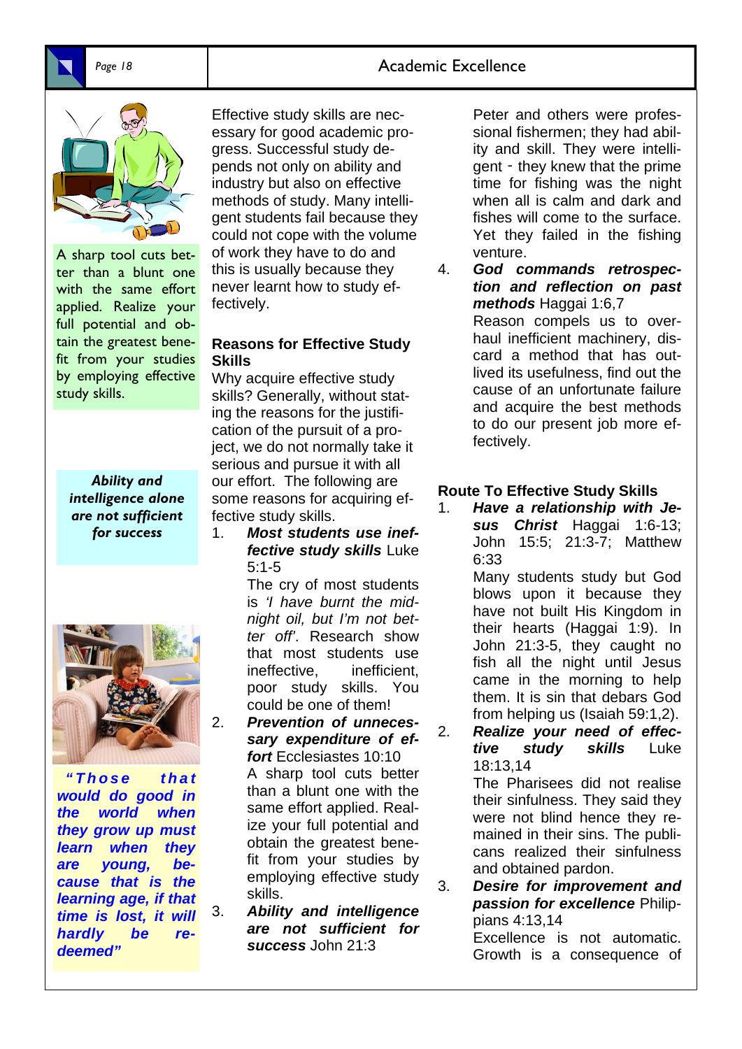A sharp tool cuts better than a blunt one with the same effort applied. Realize your full potential and obtain the greatest benefit from your studies by employing effective study skills.

***Ability and intelligence alone are not sufficient for success***

***"Those that would do good in the world when they grow up must learn when they are young, because that is the learning age, if that time is lost, it will hardly be redeemed"***

Effective study skills are necessary for good academic progress. Successful study depends not only on ability and industry but also on effective methods of study. Many intelligent students fail because they could not cope with the volume of work they have to do and this is usually because they never learnt how to study effectively.

## Reasons for Effective Study Skills

Why acquire effective study skills? Generally, without stating the reasons for the justification of the pursuit of a project, we do not normally take it serious and pursue it with all our effort. The following are some reasons for acquiring effective study skills.

1. ***Most students use ineffective study skills*** Luke 5:1-5
   The cry of most students is *'I have burnt the midnight oil, but I'm not better off'*. Research show that most students use ineffective, inefficient, poor study skills. You could be one of them!
2. ***Prevention of unnecessary expenditure of effort*** Ecclesiastes 10:10
   A sharp tool cuts better than a blunt one with the same effort applied. Realize your full potential and obtain the greatest benefit from your studies by employing effective study skills.
3. ***Ability and intelligence are not sufficient for success*** John 21:3
   Peter and others were professional fishermen; they had ability and skill. They were intelligent - they knew that the prime time for fishing was the night when all is calm and dark and fishes will come to the surface. Yet they failed in the fishing venture.
4. ***God commands retrospection and reflection on past methods*** Haggai 1:6,7
   Reason compels us to overhaul inefficient machinery, discard a method that has outlived its usefulness, find out the cause of an unfortunate failure and acquire the best methods to do our present job more effectively.

## Route To Effective Study Skills

1. ***Have a relationship with Jesus Christ*** Haggai 1:6-13; John 15:5; 21:3-7; Matthew 6:33
   Many students study but God blows upon it because they have not built His Kingdom in their hearts (Haggai 1:9). In John 21:3-5, they caught no fish all the night until Jesus came in the morning to help them. It is sin that debars God from helping us (Isaiah 59:1,2).
2. ***Realize your need of effective study skills*** Luke 18:13,14
   The Pharisees did not realise their sinfulness. They said they were not blind hence they remained in their sins. The publicans realized their sinfulness and obtained pardon.
3. ***Desire for improvement and passion for excellence*** Philippians 4:13,14
   Excellence is not automatic. Growth is a consequence of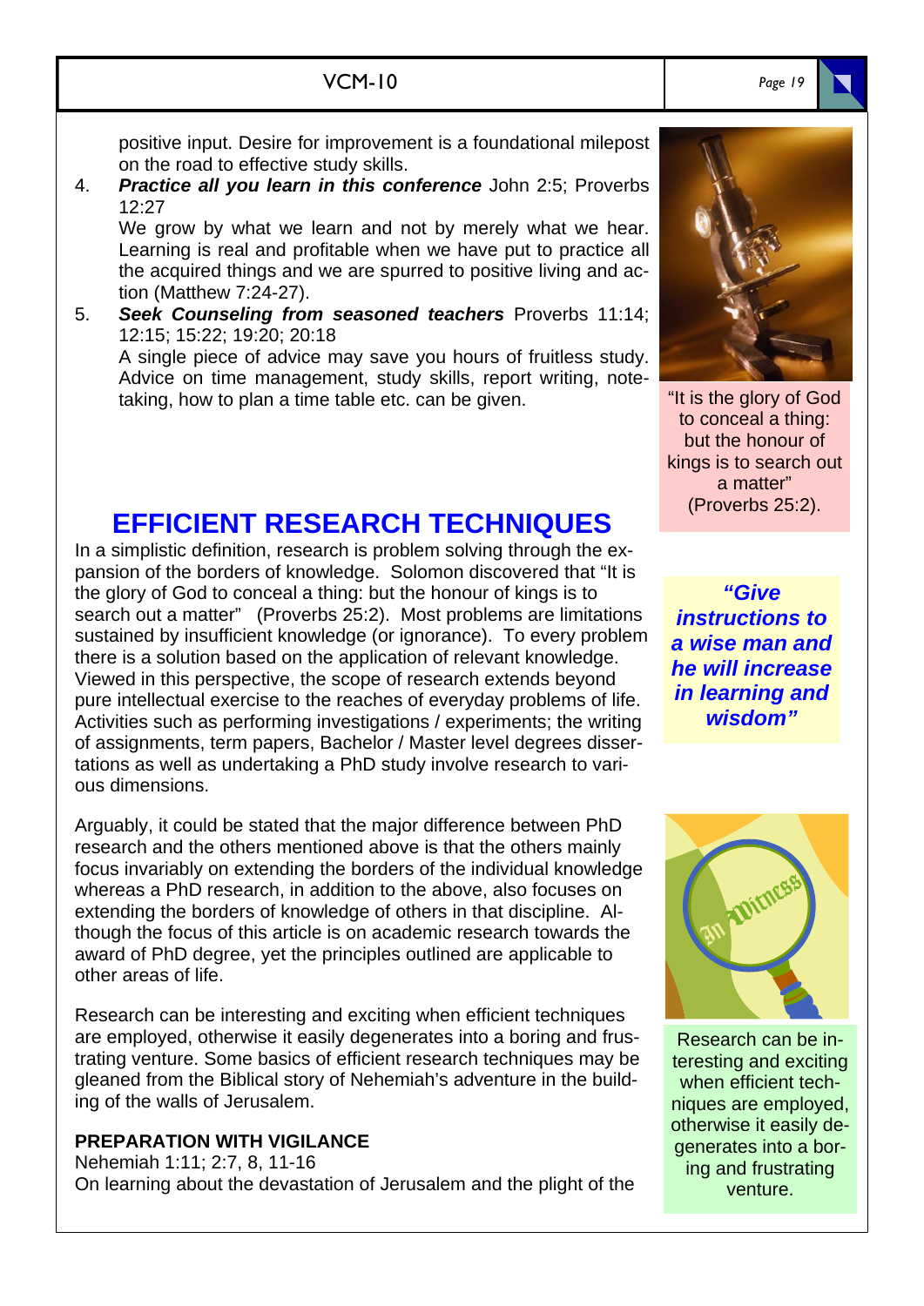positive input. Desire for improvement is a foundational milepost on the road to effective study skills.

4. ***Practice all you learn in this conference*** John 2:5; Proverbs 12:27

   We grow by what we learn and not by merely what we hear. Learning is real and profitable when we have put to practice all the acquired things and we are spurred to positive living and action (Matthew 7:24-27).

5. ***Seek Counseling from seasoned teachers*** Proverbs 11:14; 12:15; 15:22; 19:20; 20:18

   A single piece of advice may save you hours of fruitless study. Advice on time management, study skills, report writing, note-taking, how to plan a time table etc. can be given.

"It is the glory of God to conceal a thing: but the honour of kings is to search out a matter" (Proverbs 25:2).

## EFFICIENT RESEARCH TECHNIQUES

In a simplistic definition, research is problem solving through the expansion of the borders of knowledge. Solomon discovered that "It is the glory of God to conceal a thing: but the honour of kings is to search out a matter" (Proverbs 25:2). Most problems are limitations sustained by insufficient knowledge (or ignorance). To every problem there is a solution based on the application of relevant knowledge. Viewed in this perspective, the scope of research extends beyond pure intellectual exercise to the reaches of everyday problems of life. Activities such as performing investigations / experiments; the writing of assignments, term papers, Bachelor / Master level degrees dissertations as well as undertaking a PhD study involve research to various dimensions.

***"Give instructions to a wise man and he will increase in learning and wisdom"***

Arguably, it could be stated that the major difference between PhD research and the others mentioned above is that the others mainly focus invariably on extending the borders of the individual knowledge whereas a PhD research, in addition to the above, also focuses on extending the borders of knowledge of others in that discipline. Although the focus of this article is on academic research towards the award of PhD degree, yet the principles outlined are applicable to other areas of life.

Research can be interesting and exciting when efficient techniques are employed, otherwise it easily degenerates into a boring and frustrating venture. Some basics of efficient research techniques may be gleaned from the Biblical story of Nehemiah's adventure in the building of the walls of Jerusalem.

Research can be interesting and exciting when efficient techniques are employed, otherwise it easily degenerates into a boring and frustrating venture.

### PREPARATION WITH VIGILANCE

Nehemiah 1:11; 2:7, 8, 11-16

On learning about the devastation of Jerusalem and the plight of the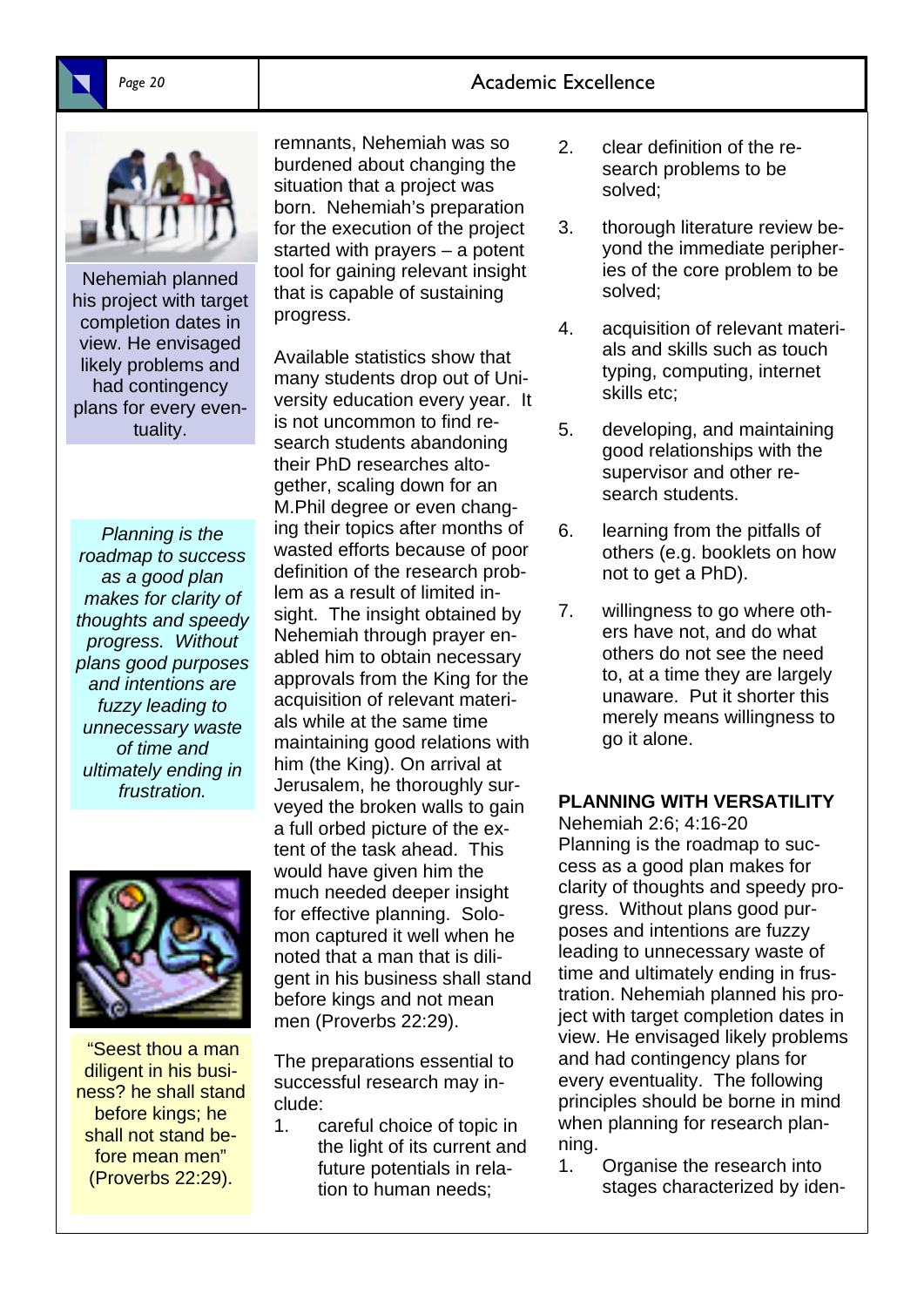Nehemiah planned his project with target completion dates in view. He envisaged likely problems and had contingency plans for every eventuality.

*Planning is the roadmap to success as a good plan makes for clarity of thoughts and speedy progress. Without plans good purposes and intentions are fuzzy leading to unnecessary waste of time and ultimately ending in frustration.*

"Seest thou a man diligent in his business? he shall stand before kings; he shall not stand before mean men" (Proverbs 22:29).

remnants, Nehemiah was so burdened about changing the situation that a project was born. Nehemiah's preparation for the execution of the project started with prayers – a potent tool for gaining relevant insight that is capable of sustaining progress.

Available statistics show that many students drop out of University education every year. It is not uncommon to find research students abandoning their PhD researches altogether, scaling down for an M.Phil degree or even changing their topics after months of wasted efforts because of poor definition of the research problem as a result of limited insight. The insight obtained by Nehemiah through prayer enabled him to obtain necessary approvals from the King for the acquisition of relevant materials while at the same time maintaining good relations with him (the King). On arrival at Jerusalem, he thoroughly surveyed the broken walls to gain a full orbed picture of the extent of the task ahead. This would have given him the much needed deeper insight for effective planning. Solomon captured it well when he noted that a man that is diligent in his business shall stand before kings and not mean men (Proverbs 22:29).

The preparations essential to successful research may include:

1. careful choice of topic in the light of its current and future potentials in relation to human needs;
2. clear definition of the research problems to be solved;
3. thorough literature review beyond the immediate peripheries of the core problem to be solved;
4. acquisition of relevant materials and skills such as touch typing, computing, internet skills etc;
5. developing, and maintaining good relationships with the supervisor and other research students.
6. learning from the pitfalls of others (e.g. booklets on how not to get a PhD).
7. willingness to go where others have not, and do what others do not see the need to, at a time they are largely unaware. Put it shorter this merely means willingness to go it alone.

**PLANNING WITH VERSATILITY**

Nehemiah 2:6; 4:16-20

Planning is the roadmap to success as a good plan makes for clarity of thoughts and speedy progress. Without plans good purposes and intentions are fuzzy leading to unnecessary waste of time and ultimately ending in frustration. Nehemiah planned his project with target completion dates in view. He envisaged likely problems and had contingency plans for every eventuality. The following principles should be borne in mind when planning for research planning.

1. Organise the research into stages characterized by iden-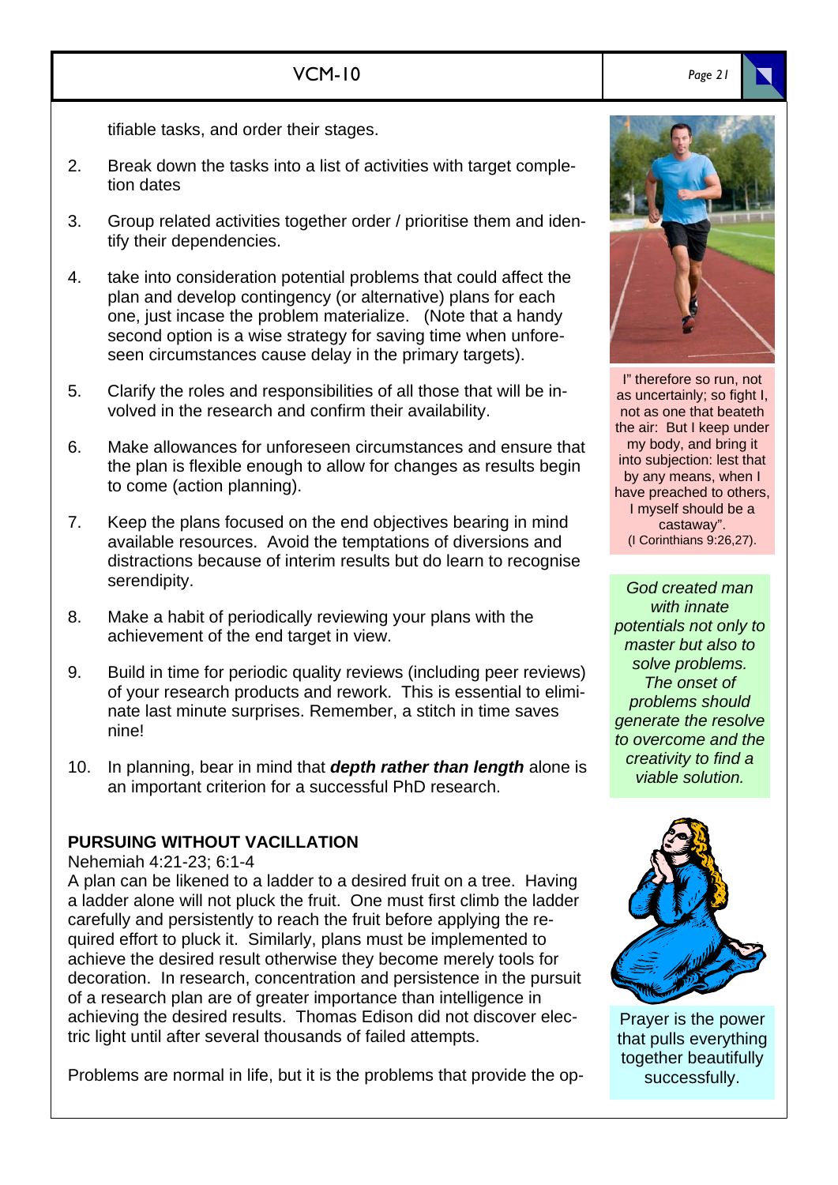tifiable tasks, and order their stages.

2. Break down the tasks into a list of activities with target completion dates

3. Group related activities together order / prioritise them and identify their dependencies.

4. take into consideration potential problems that could affect the plan and develop contingency (or alternative) plans for each one, just incase the problem materialize. (Note that a handy second option is a wise strategy for saving time when unforeseen circumstances cause delay in the primary targets).

5. Clarify the roles and responsibilities of all those that will be involved in the research and confirm their availability.

6. Make allowances for unforeseen circumstances and ensure that the plan is flexible enough to allow for changes as results begin to come (action planning).

7. Keep the plans focused on the end objectives bearing in mind available resources. Avoid the temptations of diversions and distractions because of interim results but do learn to recognise serendipity.

8. Make a habit of periodically reviewing your plans with the achievement of the end target in view.

9. Build in time for periodic quality reviews (including peer reviews) of your research products and rework. This is essential to eliminate last minute surprises. Remember, a stitch in time saves nine!

10. In planning, bear in mind that ***depth rather than length*** alone is an important criterion for a successful PhD research.

**PURSUING WITHOUT VACILLATION**

Nehemiah 4:21-23; 6:1-4

A plan can be likened to a ladder to a desired fruit on a tree. Having a ladder alone will not pluck the fruit. One must first climb the ladder carefully and persistently to reach the fruit before applying the required effort to pluck it. Similarly, plans must be implemented to achieve the desired result otherwise they become merely tools for decoration. In research, concentration and persistence in the pursuit of a research plan are of greater importance than intelligence in achieving the desired results. Thomas Edison did not discover electric light until after several thousands of failed attempts.

Problems are normal in life, but it is the problems that provide the op-

I" therefore so run, not as uncertainly; so fight I, not as one that beateth the air: But I keep under my body, and bring it into subjection: lest that by any means, when I have preached to others, I myself should be a castaway".
(I Corinthians 9:26,27).

*God created man with innate potentials not only to master but also to solve problems. The onset of problems should generate the resolve to overcome and the creativity to find a viable solution.*

Prayer is the power that pulls everything together beautifully successfully.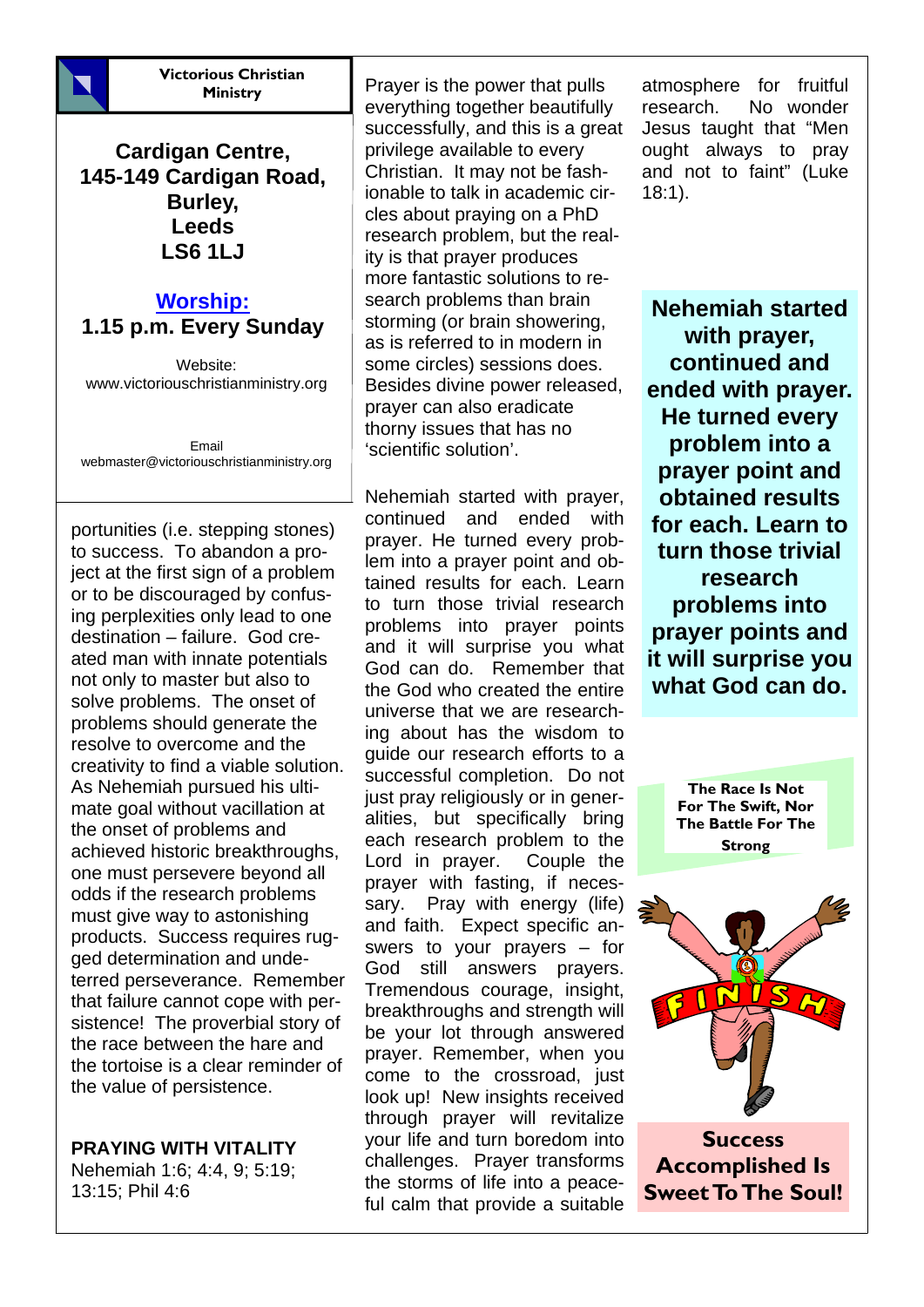**Victorious Christian Ministry**

**Cardigan Centre,**
**145-149 Cardigan Road,**
**Burley,**
**Leeds**
**LS6 1LJ**

**Worship:**
**1.15 p.m. Every Sunday**

Website:
www.victoriouschristianministry.org

Email
webmaster@victoriouschristianministry.org

portunities (i.e. stepping stones) to success. To abandon a project at the first sign of a problem or to be discouraged by confusing perplexities only lead to one destination – failure. God created man with innate potentials not only to master but also to solve problems. The onset of problems should generate the resolve to overcome and the creativity to find a viable solution. As Nehemiah pursued his ultimate goal without vacillation at the onset of problems and achieved historic breakthroughs, one must persevere beyond all odds if the research problems must give way to astonishing products. Success requires rugged determination and undeterred perseverance. Remember that failure cannot cope with persistence! The proverbial story of the race between the hare and the tortoise is a clear reminder of the value of persistence.

**PRAYING WITH VITALITY**
Nehemiah 1:6; 4:4, 9; 5:19; 13:15; Phil 4:6

Prayer is the power that pulls everything together beautifully successfully, and this is a great privilege available to every Christian. It may not be fashionable to talk in academic circles about praying on a PhD research problem, but the reality is that prayer produces more fantastic solutions to research problems than brain storming (or brain showering, as is referred to in modern in some circles) sessions does. Besides divine power released, prayer can also eradicate thorny issues that has no 'scientific solution'.

Nehemiah started with prayer, continued and ended with prayer. He turned every problem into a prayer point and obtained results for each. Learn to turn those trivial research problems into prayer points and it will surprise you what God can do. Remember that the God who created the entire universe that we are researching about has the wisdom to guide our research efforts to a successful completion. Do not just pray religiously or in generalities, but specifically bring each research problem to the Lord in prayer. Couple the prayer with fasting, if necessary. Pray with energy (life) and faith. Expect specific answers to your prayers – for God still answers prayers. Tremendous courage, insight, breakthroughs and strength will be your lot through answered prayer. Remember, when you come to the crossroad, just look up! New insights received through prayer will revitalize your life and turn boredom into challenges. Prayer transforms the storms of life into a peaceful calm that provide a suitable atmosphere for fruitful research. No wonder Jesus taught that "Men ought always to pray and not to faint" (Luke 18:1).

**Nehemiah started with prayer, continued and ended with prayer. He turned every problem into a prayer point and obtained results for each. Learn to turn those trivial research problems into prayer points and it will surprise you what God can do.**

**The Race Is Not For The Swift, Nor The Battle For The Strong**

FINISH

**Success Accomplished Is Sweet To The Soul!**